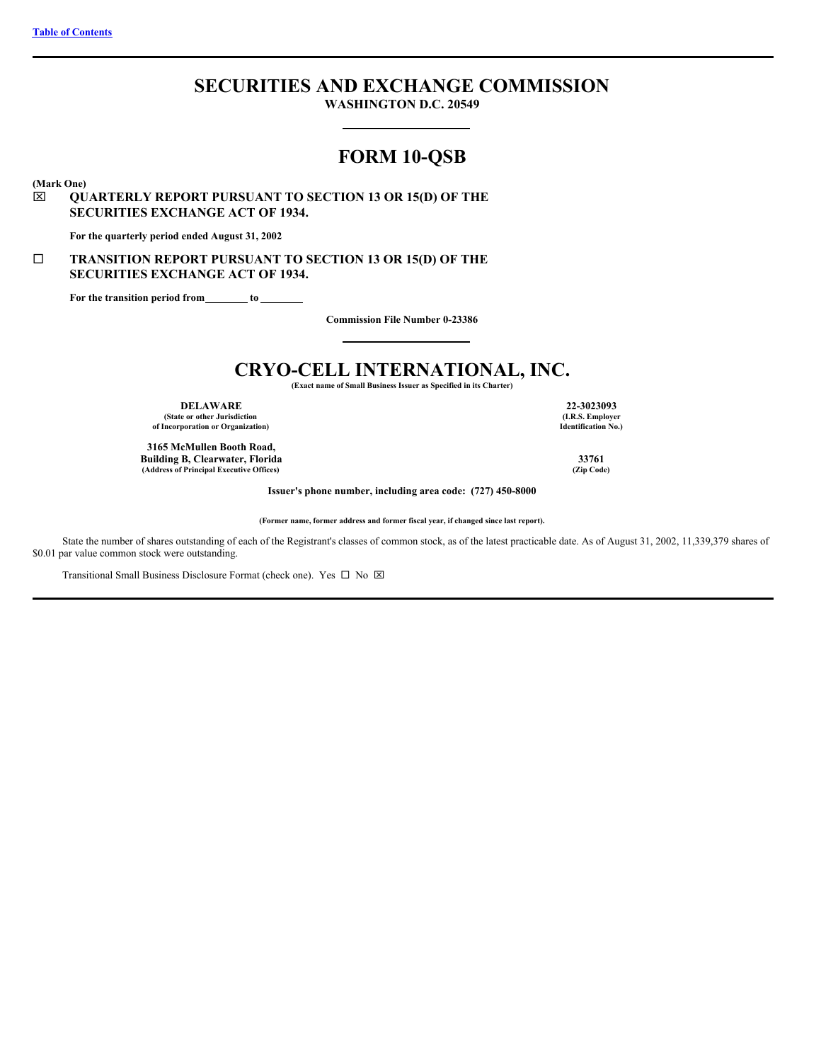Table of Contents

# SECURITIES AND EXCHANGE COMMISSION

**WASHINGTON D.C. 20549**

# FORM 10-QSB

**(Mark One)**

☒ **QUARTERLY REPORT PURSUANT TO SECTION 13 OR 15(D) OF THE SECURITIES EXCHANGE ACT OF 1934.**

**For the quarterly period ended August 31, 2002**

☐ **TRANSITION REPORT PURSUANT TO SECTION 13 OR 15(D) OF THE SECURITIES EXCHANGE ACT OF 1934.**

**For the transition period from \_\_\_\_\_\_\_\_ to \_\_\_\_\_\_\_\_**

**Commission File Number 0-23386**

# CRYO-CELL INTERNATIONAL, INC.

**(Exact name of Small Business Issuer as Specified in its Charter)**

| | |
|---|---|
| **DELAWARE**<br>**(State or other Jurisdiction of Incorporation or Organization)** | **22-3023093**<br>**(I.R.S. Employer Identification No.)** |
| **3165 McMullen Booth Road, Building B, Clearwater, Florida**<br>**(Address of Principal Executive Offices)** | **33761**<br>**(Zip Code)** |

**Issuer's phone number, including area code: (727) 450-8000**

**(Former name, former address and former fiscal year, if changed since last report).**

State the number of shares outstanding of each of the Registrant's classes of common stock, as of the latest practicable date. As of August 31, 2002, 11,339,379 shares of $0.01 par value common stock were outstanding.

Transitional Small Business Disclosure Format (check one). Yes ☐ No ☒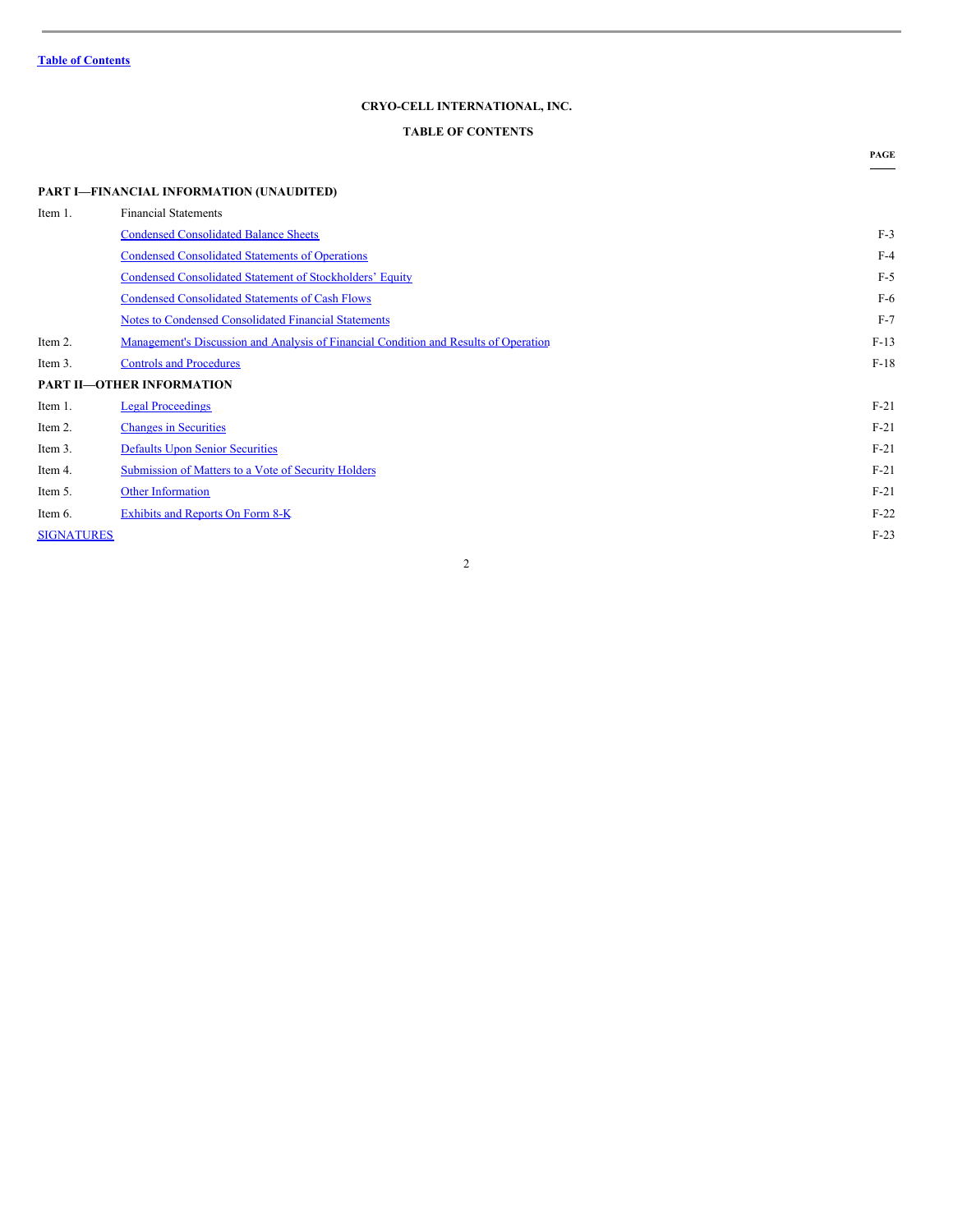Table of Contents

# CRYO-CELL INTERNATIONAL, INC.

## TABLE OF CONTENTS

| | | PAGE |
|---|---|---|
| **PART I—FINANCIAL INFORMATION (UNAUDITED)** | | |
| Item 1. | Financial Statements | |
| | Condensed Consolidated Balance Sheets | F-3 |
| | Condensed Consolidated Statements of Operations | F-4 |
| | Condensed Consolidated Statement of Stockholders' Equity | F-5 |
| | Condensed Consolidated Statements of Cash Flows | F-6 |
| | Notes to Condensed Consolidated Financial Statements | F-7 |
| Item 2. | Management's Discussion and Analysis of Financial Condition and Results of Operation | F-13 |
| Item 3. | Controls and Procedures | F-18 |
| **PART II—OTHER INFORMATION** | | |
| Item 1. | Legal Proceedings | F-21 |
| Item 2. | Changes in Securities | F-21 |
| Item 3. | Defaults Upon Senior Securities | F-21 |
| Item 4. | Submission of Matters to a Vote of Security Holders | F-21 |
| Item 5. | Other Information | F-21 |
| Item 6. | Exhibits and Reports On Form 8-K | F-22 |
| SIGNATURES | | F-23 |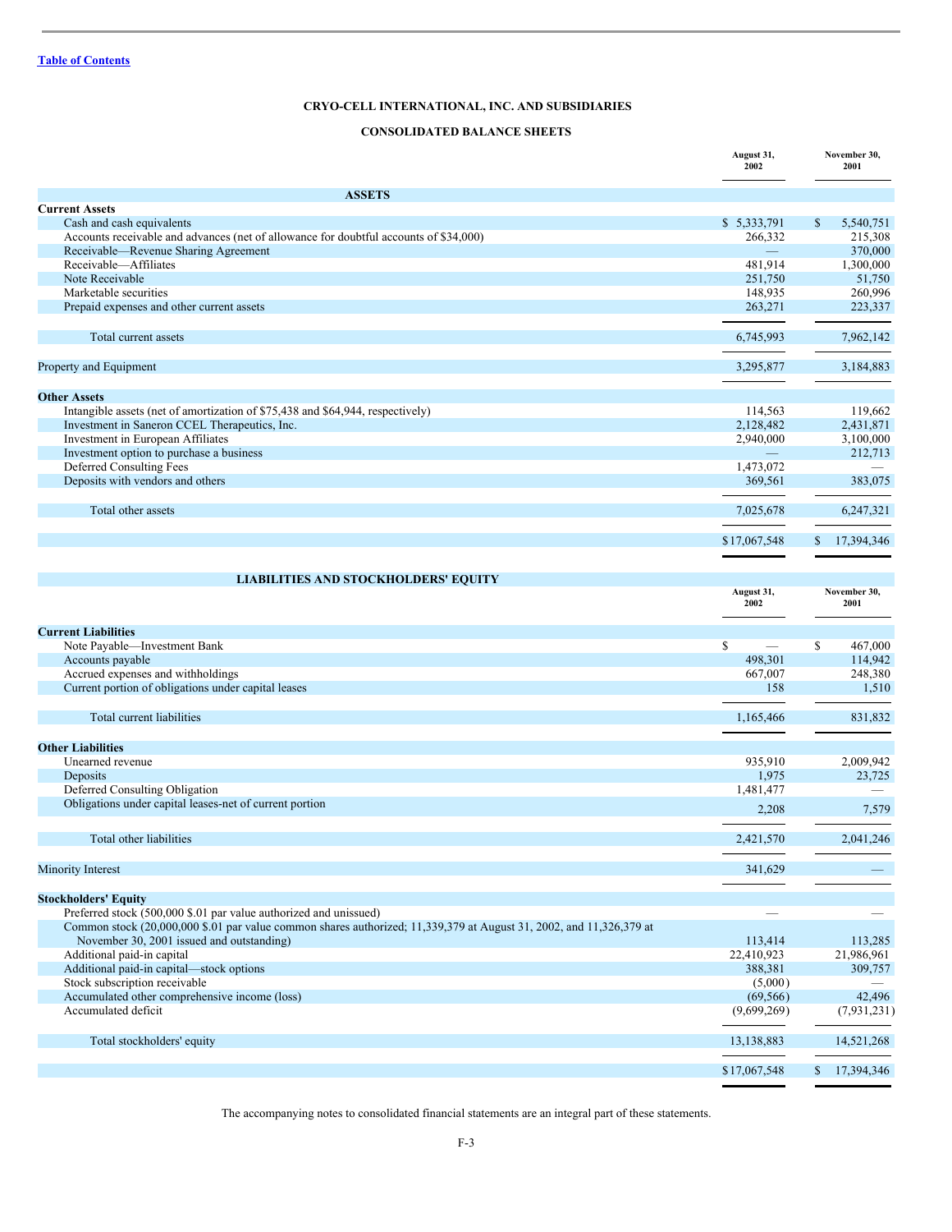Table of Contents

**CRYO-CELL INTERNATIONAL, INC. AND SUBSIDIARIES**

**CONSOLIDATED BALANCE SHEETS**

| | August 31, 2002 | November 30, 2001 |
|---|---|---|
| **ASSETS** | | |
| **Current Assets** | | |
| Cash and cash equivalents | $ 5,333,791 | $ 5,540,751 |
| Accounts receivable and advances (net of allowance for doubtful accounts of $34,000) | 266,332 | 215,308 |
| Receivable—Revenue Sharing Agreement | — | 370,000 |
| Receivable—Affiliates | 481,914 | 1,300,000 |
| Note Receivable | 251,750 | 51,750 |
| Marketable securities | 148,935 | 260,996 |
| Prepaid expenses and other current assets | 263,271 | 223,337 |
| Total current assets | 6,745,993 | 7,962,142 |
| Property and Equipment | 3,295,877 | 3,184,883 |
| **Other Assets** | | |
| Intangible assets (net of amortization of $75,438 and $64,944, respectively) | 114,563 | 119,662 |
| Investment in Saneron CCEL Therapeutics, Inc. | 2,128,482 | 2,431,871 |
| Investment in European Affiliates | 2,940,000 | 3,100,000 |
| Investment option to purchase a business | — | 212,713 |
| Deferred Consulting Fees | 1,473,072 | — |
| Deposits with vendors and others | 369,561 | 383,075 |
| Total other assets | 7,025,678 | 6,247,321 |
| | $17,067,548 | $ 17,394,346 |

| | August 31, 2002 | November 30, 2001 |
|---|---|---|
| **LIABILITIES AND STOCKHOLDERS' EQUITY** | | |
| **Current Liabilities** | | |
| Note Payable—Investment Bank | $ — | $ 467,000 |
| Accounts payable | 498,301 | 114,942 |
| Accrued expenses and withholdings | 667,007 | 248,380 |
| Current portion of obligations under capital leases | 158 | 1,510 |
| Total current liabilities | 1,165,466 | 831,832 |
| **Other Liabilities** | | |
| Unearned revenue | 935,910 | 2,009,942 |
| Deposits | 1,975 | 23,725 |
| Deferred Consulting Obligation | 1,481,477 | — |
| Obligations under capital leases-net of current portion | 2,208 | 7,579 |
| Total other liabilities | 2,421,570 | 2,041,246 |
| Minority Interest | 341,629 | — |
| **Stockholders' Equity** | | |
| Preferred stock (500,000 $.01 par value authorized and unissued) | — | — |
| Common stock (20,000,000 $.01 par value common shares authorized; 11,339,379 at August 31, 2002, and 11,326,379 at November 30, 2001 issued and outstanding) | 113,414 | 113,285 |
| Additional paid-in capital | 22,410,923 | 21,986,961 |
| Additional paid-in capital—stock options | 388,381 | 309,757 |
| Stock subscription receivable | (5,000) | — |
| Accumulated other comprehensive income (loss) | (69,566) | 42,496 |
| Accumulated deficit | (9,699,269) | (7,931,231) |
| Total stockholders' equity | 13,138,883 | 14,521,268 |
| | $17,067,548 | $ 17,394,346 |

The accompanying notes to consolidated financial statements are an integral part of these statements.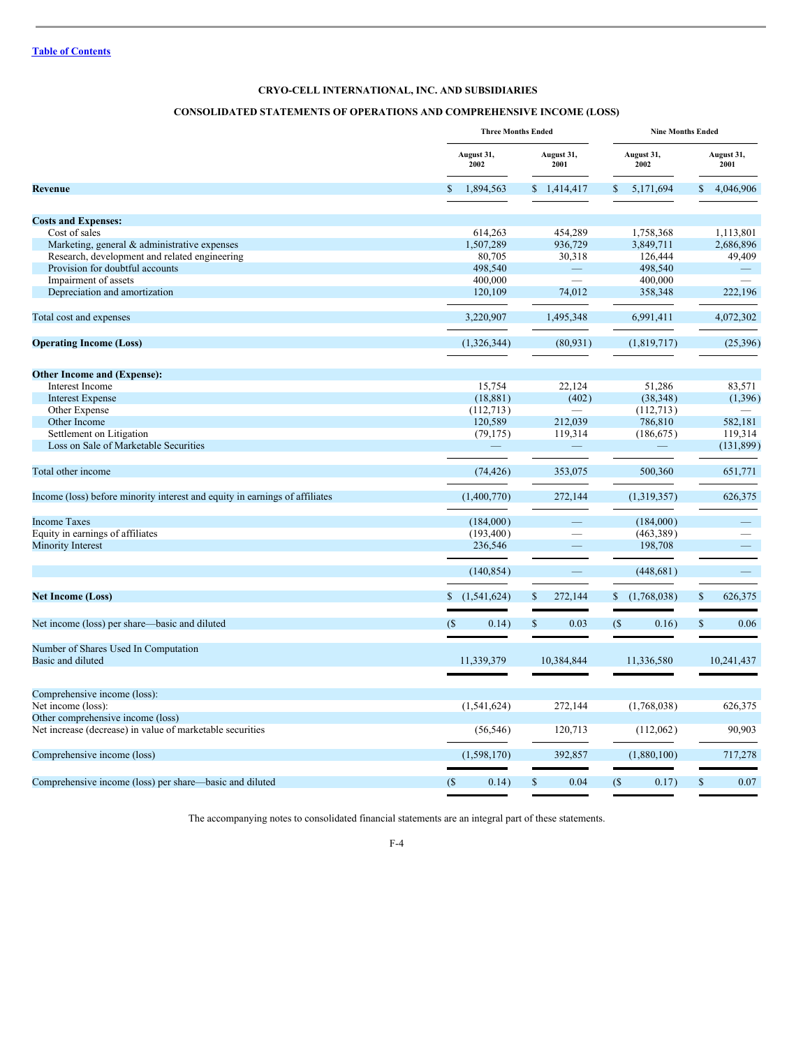[Table of Contents]

## CRYO-CELL INTERNATIONAL, INC. AND SUBSIDIARIES

## CONSOLIDATED STATEMENTS OF OPERATIONS AND COMPREHENSIVE INCOME (LOSS)

| | Three Months Ended | | Nine Months Ended | |
|---|---|---|---|---|
| | August 31, 2002 | August 31, 2001 | August 31, 2002 | August 31, 2001 |
| **Revenue** | $ 1,894,563 | $ 1,414,417 | $ 5,171,694 | $ 4,046,906 |
| **Costs and Expenses:** | | | | |
| Cost of sales | 614,263 | 454,289 | 1,758,368 | 1,113,801 |
| Marketing, general & administrative expenses | 1,507,289 | 936,729 | 3,849,711 | 2,686,896 |
| Research, development and related engineering | 80,705 | 30,318 | 126,444 | 49,409 |
| Provision for doubtful accounts | 498,540 | — | 498,540 | — |
| Impairment of assets | 400,000 | — | 400,000 | — |
| Depreciation and amortization | 120,109 | 74,012 | 358,348 | 222,196 |
| Total cost and expenses | 3,220,907 | 1,495,348 | 6,991,411 | 4,072,302 |
| **Operating Income (Loss)** | (1,326,344) | (80,931) | (1,819,717) | (25,396) |
| **Other Income and (Expense):** | | | | |
| Interest Income | 15,754 | 22,124 | 51,286 | 83,571 |
| Interest Expense | (18,881) | (402) | (38,348) | (1,396) |
| Other Expense | (112,713) | — | (112,713) | — |
| Other Income | 120,589 | 212,039 | 786,810 | 582,181 |
| Settlement on Litigation | (79,175) | 119,314 | (186,675) | 119,314 |
| Loss on Sale of Marketable Securities | — | — | — | (131,899) |
| Total other income | (74,426) | 353,075 | 500,360 | 651,771 |
| Income (loss) before minority interest and equity in earnings of affiliates | (1,400,770) | 272,144 | (1,319,357) | 626,375 |
| Income Taxes | (184,000) | — | (184,000) | — |
| Equity in earnings of affiliates | (193,400) | — | (463,389) | — |
| Minority Interest | 236,546 | — | 198,708 | — |
| | (140,854) | — | (448,681) | — |
| **Net Income (Loss)** | $ (1,541,624) | $ 272,144 | $ (1,768,038) | $ 626,375 |
| Net income (loss) per share—basic and diluted | ($ 0.14) | $ 0.03 | ($ 0.16) | $ 0.06 |
| Number of Shares Used In Computation | | | | |
| Basic and diluted | 11,339,379 | 10,384,844 | 11,336,580 | 10,241,437 |
| Comprehensive income (loss): | | | | |
| Net income (loss): | (1,541,624) | 272,144 | (1,768,038) | 626,375 |
| Other comprehensive income (loss) | | | | |
| Net increase (decrease) in value of marketable securities | (56,546) | 120,713 | (112,062) | 90,903 |
| Comprehensive income (loss) | (1,598,170) | 392,857 | (1,880,100) | 717,278 |
| Comprehensive income (loss) per share—basic and diluted | ($ 0.14) | $ 0.04 | ($ 0.17) | $ 0.07 |

The accompanying notes to consolidated financial statements are an integral part of these statements.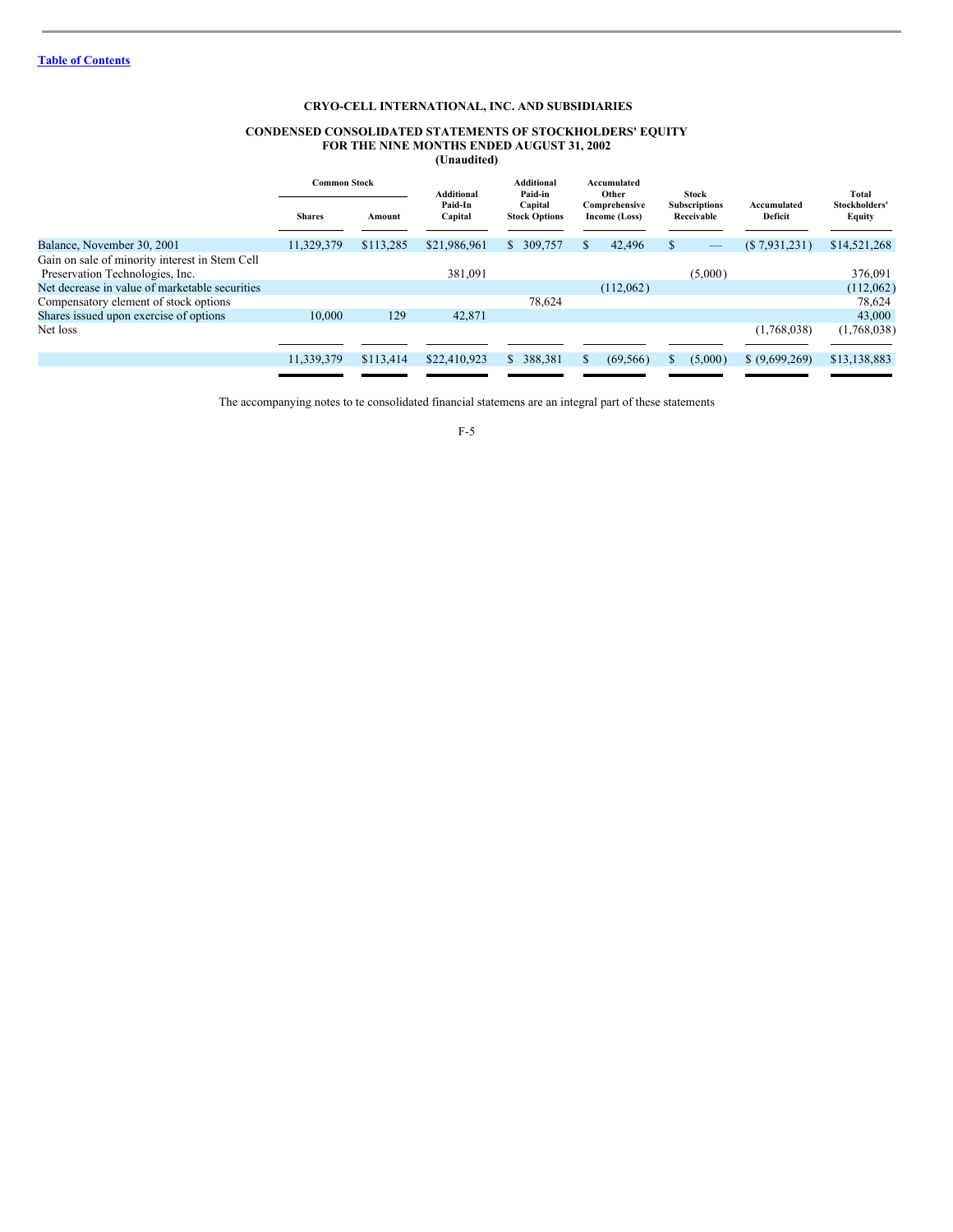[Table of Contents](#)

**CRYO-CELL INTERNATIONAL, INC. AND SUBSIDIARIES**

**CONDENSED CONSOLIDATED STATEMENTS OF STOCKHOLDERS' EQUITY**
**FOR THE NINE MONTHS ENDED AUGUST 31, 2002**
**(Unaudited)**

| | Common Stock | | Additional Paid-In Capital | Additional Paid-in Capital Stock Options | Accumulated Other Comprehensive Income (Loss) | Stock Subscriptions Receivable | Accumulated Deficit | Total Stockholders' Equity |
|---|---|---|---|---|---|---|---|---|
| | Shares | Amount | | | | | | |
| Balance, November 30, 2001 | 11,329,379 | $113,285 | $21,986,961 | $ 309,757 | $ 42,496 | $ — | ($ 7,931,231) | $14,521,268 |
| Gain on sale of minority interest in Stem Cell Preservation Technologies, Inc. | | | 381,091 | | | (5,000) | | 376,091 |
| Net decrease in value of marketable securities | | | | | (112,062) | | | (112,062) |
| Compensatory element of stock options | | | | 78,624 | | | | 78,624 |
| Shares issued upon exercise of options | 10,000 | 129 | 42,871 | | | | | 43,000 |
| Net loss | | | | | | | (1,768,038) | (1,768,038) |
| | 11,339,379 | $113,414 | $22,410,923 | $ 388,381 | $ (69,566) | $ (5,000) | $ (9,699,269) | $13,138,883 |

The accompanying notes to te consolidated financial statemens are an integral part of these statements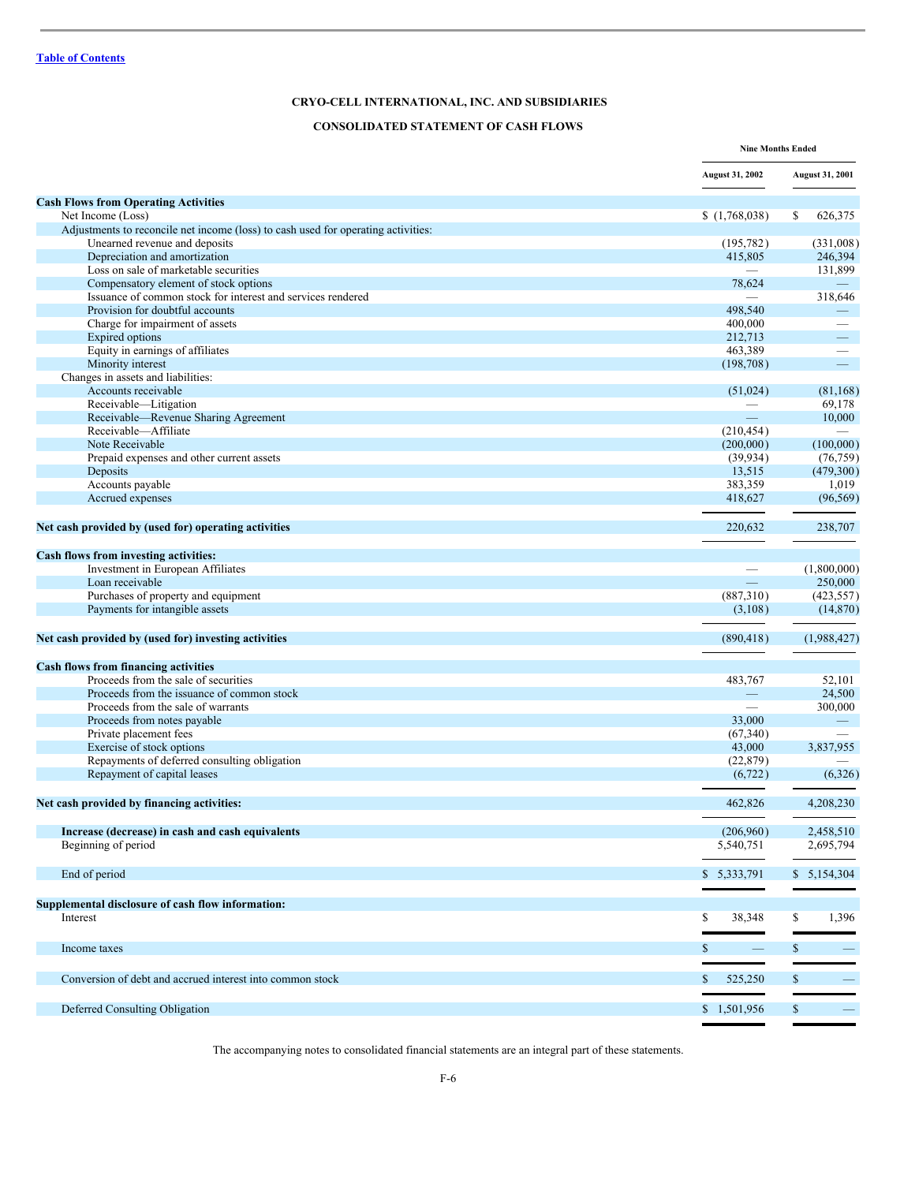[Table of Contents](#)

# CRYO-CELL INTERNATIONAL, INC. AND SUBSIDIARIES

## CONSOLIDATED STATEMENT OF CASH FLOWS

| | Nine Months Ended | |
|---|---|---|
| | August 31, 2002 | August 31, 2001 |
| **Cash Flows from Operating Activities** | | |
| Net Income (Loss) | $ (1,768,038) | $ 626,375 |
| Adjustments to reconcile net income (loss) to cash used for operating activities: | | |
| Unearned revenue and deposits | (195,782) | (331,008) |
| Depreciation and amortization | 415,805 | 246,394 |
| Loss on sale of marketable securities | — | 131,899 |
| Compensatory element of stock options | 78,624 | — |
| Issuance of common stock for interest and services rendered | — | 318,646 |
| Provision for doubtful accounts | 498,540 | — |
| Charge for impairment of assets | 400,000 | — |
| Expired options | 212,713 | — |
| Equity in earnings of affiliates | 463,389 | — |
| Minority interest | (198,708) | — |
| Changes in assets and liabilities: | | |
| Accounts receivable | (51,024) | (81,168) |
| Receivable—Litigation | — | 69,178 |
| Receivable—Revenue Sharing Agreement | — | 10,000 |
| Receivable—Affiliate | (210,454) | — |
| Note Receivable | (200,000) | (100,000) |
| Prepaid expenses and other current assets | (39,934) | (76,759) |
| Deposits | 13,515 | (479,300) |
| Accounts payable | 383,359 | 1,019 |
| Accrued expenses | 418,627 | (96,569) |
| **Net cash provided by (used for) operating activities** | 220,632 | 238,707 |
| **Cash flows from investing activities:** | | |
| Investment in European Affiliates | — | (1,800,000) |
| Loan receivable | — | 250,000 |
| Purchases of property and equipment | (887,310) | (423,557) |
| Payments for intangible assets | (3,108) | (14,870) |
| **Net cash provided by (used for) investing activities** | (890,418) | (1,988,427) |
| **Cash flows from financing activities** | | |
| Proceeds from the sale of securities | 483,767 | 52,101 |
| Proceeds from the issuance of common stock | — | 24,500 |
| Proceeds from the sale of warrants | — | 300,000 |
| Proceeds from notes payable | 33,000 | — |
| Private placement fees | (67,340) | — |
| Exercise of stock options | 43,000 | 3,837,955 |
| Repayments of deferred consulting obligation | (22,879) | — |
| Repayment of capital leases | (6,722) | (6,326) |
| **Net cash provided by financing activities:** | 462,826 | 4,208,230 |
| **Increase (decrease) in cash and cash equivalents** | (206,960) | 2,458,510 |
| Beginning of period | 5,540,751 | 2,695,794 |
| End of period | $ 5,333,791 | $ 5,154,304 |
| **Supplemental disclosure of cash flow information:** | | |
| Interest | $ 38,348 | $ 1,396 |
| Income taxes | $ — | $ — |
| Conversion of debt and accrued interest into common stock | $ 525,250 | $ — |
| Deferred Consulting Obligation | $ 1,501,956 | $ — |

The accompanying notes to consolidated financial statements are an integral part of these statements.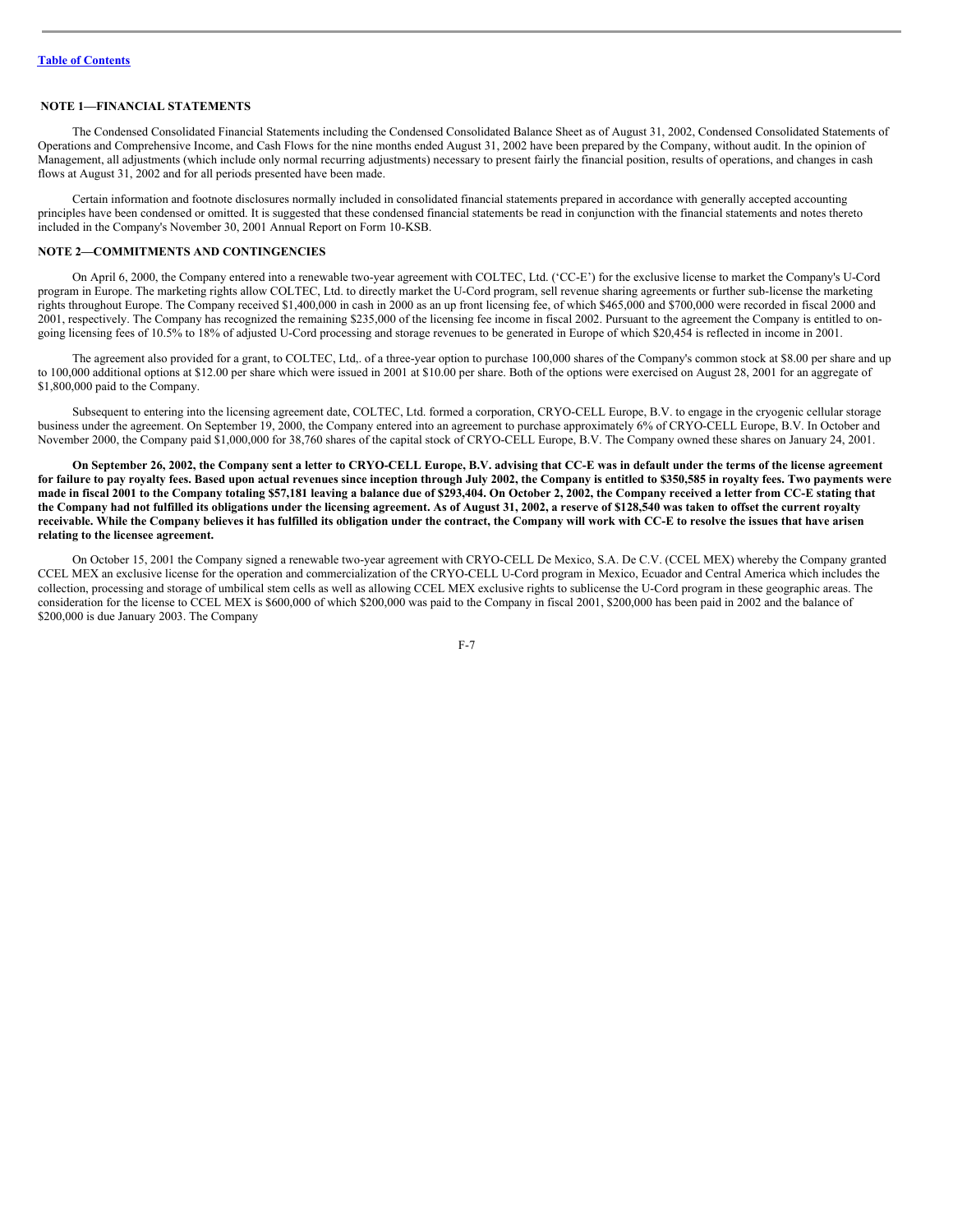Table of Contents

## NOTE 1—FINANCIAL STATEMENTS

The Condensed Consolidated Financial Statements including the Condensed Consolidated Balance Sheet as of August 31, 2002, Condensed Consolidated Statements of Operations and Comprehensive Income, and Cash Flows for the nine months ended August 31, 2002 have been prepared by the Company, without audit. In the opinion of Management, all adjustments (which include only normal recurring adjustments) necessary to present fairly the financial position, results of operations, and changes in cash flows at August 31, 2002 and for all periods presented have been made.

Certain information and footnote disclosures normally included in consolidated financial statements prepared in accordance with generally accepted accounting principles have been condensed or omitted. It is suggested that these condensed financial statements be read in conjunction with the financial statements and notes thereto included in the Company's November 30, 2001 Annual Report on Form 10-KSB.

## NOTE 2—COMMITMENTS AND CONTINGENCIES

On April 6, 2000, the Company entered into a renewable two-year agreement with COLTEC, Ltd. ('CC-E') for the exclusive license to market the Company's U-Cord program in Europe. The marketing rights allow COLTEC, Ltd. to directly market the U-Cord program, sell revenue sharing agreements or further sub-license the marketing rights throughout Europe. The Company received $1,400,000 in cash in 2000 as an up front licensing fee, of which $465,000 and $700,000 were recorded in fiscal 2000 and 2001, respectively. The Company has recognized the remaining $235,000 of the licensing fee income in fiscal 2002. Pursuant to the agreement the Company is entitled to on-going licensing fees of 10.5% to 18% of adjusted U-Cord processing and storage revenues to be generated in Europe of which $20,454 is reflected in income in 2001.

The agreement also provided for a grant, to COLTEC, Ltd,. of a three-year option to purchase 100,000 shares of the Company's common stock at $8.00 per share and up to 100,000 additional options at $12.00 per share which were issued in 2001 at $10.00 per share. Both of the options were exercised on August 28, 2001 for an aggregate of $1,800,000 paid to the Company.

Subsequent to entering into the licensing agreement date, COLTEC, Ltd. formed a corporation, CRYO-CELL Europe, B.V. to engage in the cryogenic cellular storage business under the agreement. On September 19, 2000, the Company entered into an agreement to purchase approximately 6% of CRYO-CELL Europe, B.V. In October and November 2000, the Company paid $1,000,000 for 38,760 shares of the capital stock of CRYO-CELL Europe, B.V. The Company owned these shares on January 24, 2001.

**On September 26, 2002, the Company sent a letter to CRYO-CELL Europe, B.V. advising that CC-E was in default under the terms of the license agreement for failure to pay royalty fees. Based upon actual revenues since inception through July 2002, the Company is entitled to $350,585 in royalty fees. Two payments were made in fiscal 2001 to the Company totaling $57,181 leaving a balance due of $293,404. On October 2, 2002, the Company received a letter from CC-E stating that the Company had not fulfilled its obligations under the licensing agreement. As of August 31, 2002, a reserve of $128,540 was taken to offset the current royalty receivable. While the Company believes it has fulfilled its obligation under the contract, the Company will work with CC-E to resolve the issues that have arisen relating to the licensee agreement.**

On October 15, 2001 the Company signed a renewable two-year agreement with CRYO-CELL De Mexico, S.A. De C.V. (CCEL MEX) whereby the Company granted CCEL MEX an exclusive license for the operation and commercialization of the CRYO-CELL U-Cord program in Mexico, Ecuador and Central America which includes the collection, processing and storage of umbilical stem cells as well as allowing CCEL MEX exclusive rights to sublicense the U-Cord program in these geographic areas. The consideration for the license to CCEL MEX is $600,000 of which $200,000 was paid to the Company in fiscal 2001, $200,000 has been paid in 2002 and the balance of $200,000 is due January 2003. The Company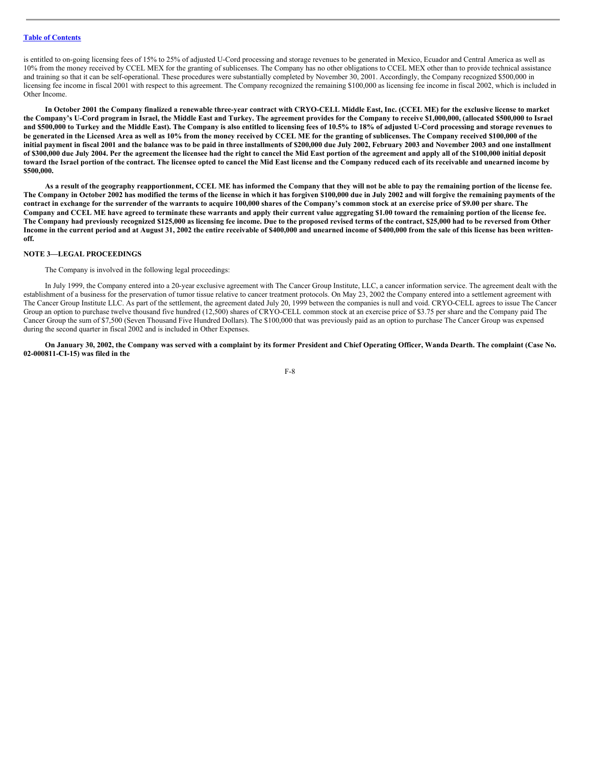is entitled to on-going licensing fees of 15% to 25% of adjusted U-Cord processing and storage revenues to be generated in Mexico, Ecuador and Central America as well as 10% from the money received by CCEL MEX for the granting of sublicenses. The Company has no other obligations to CCEL MEX other than to provide technical assistance and training so that it can be self-operational. These procedures were substantially completed by November 30, 2001. Accordingly, the Company recognized $500,000 in licensing fee income in fiscal 2001 with respect to this agreement. The Company recognized the remaining $100,000 as licensing fee income in fiscal 2002, which is included in Other Income.

**In October 2001 the Company finalized a renewable three-year contract with CRYO-CELL Middle East, Inc. (CCEL ME) for the exclusive license to market the Company's U-Cord program in Israel, the Middle East and Turkey. The agreement provides for the Company to receive $1,000,000, (allocated $500,000 to Israel and $500,000 to Turkey and the Middle East). The Company is also entitled to licensing fees of 10.5% to 18% of adjusted U-Cord processing and storage revenues to be generated in the Licensed Area as well as 10% from the money received by CCEL ME for the granting of sublicenses. The Company received $100,000 of the initial payment in fiscal 2001 and the balance was to be paid in three installments of $200,000 due July 2002, February 2003 and November 2003 and one installment of $300,000 due July 2004. Per the agreement the licensee had the right to cancel the Mid East portion of the agreement and apply all of the $100,000 initial deposit toward the Israel portion of the contract. The licensee opted to cancel the Mid East license and the Company reduced each of its receivable and unearned income by $500,000.**

**As a result of the geography reapportionment, CCEL ME has informed the Company that they will not be able to pay the remaining portion of the license fee. The Company in October 2002 has modified the terms of the license in which it has forgiven $100,000 due in July 2002 and will forgive the remaining payments of the contract in exchange for the surrender of the warrants to acquire 100,000 shares of the Company's common stock at an exercise price of $9.00 per share. The Company and CCEL ME have agreed to terminate these warrants and apply their current value aggregating $1.00 toward the remaining portion of the license fee. The Company had previously recognized $125,000 as licensing fee income. Due to the proposed revised terms of the contract, $25,000 had to be reversed from Other Income in the current period and at August 31, 2002 the entire receivable of $400,000 and unearned income of $400,000 from the sale of this license has been written-off.**

## NOTE 3—LEGAL PROCEEDINGS

The Company is involved in the following legal proceedings:

In July 1999, the Company entered into a 20-year exclusive agreement with The Cancer Group Institute, LLC, a cancer information service. The agreement dealt with the establishment of a business for the preservation of tumor tissue relative to cancer treatment protocols. On May 23, 2002 the Company entered into a settlement agreement with The Cancer Group Institute LLC. As part of the settlement, the agreement dated July 20, 1999 between the companies is null and void. CRYO-CELL agrees to issue The Cancer Group an option to purchase twelve thousand five hundred (12,500) shares of CRYO-CELL common stock at an exercise price of $3.75 per share and the Company paid The Cancer Group the sum of $7,500 (Seven Thousand Five Hundred Dollars). The $100,000 that was previously paid as an option to purchase The Cancer Group was expensed during the second quarter in fiscal 2002 and is included in Other Expenses.

**On January 30, 2002, the Company was served with a complaint by its former President and Chief Operating Officer, Wanda Dearth. The complaint (Case No. 02-000811-CI-15) was filed in the**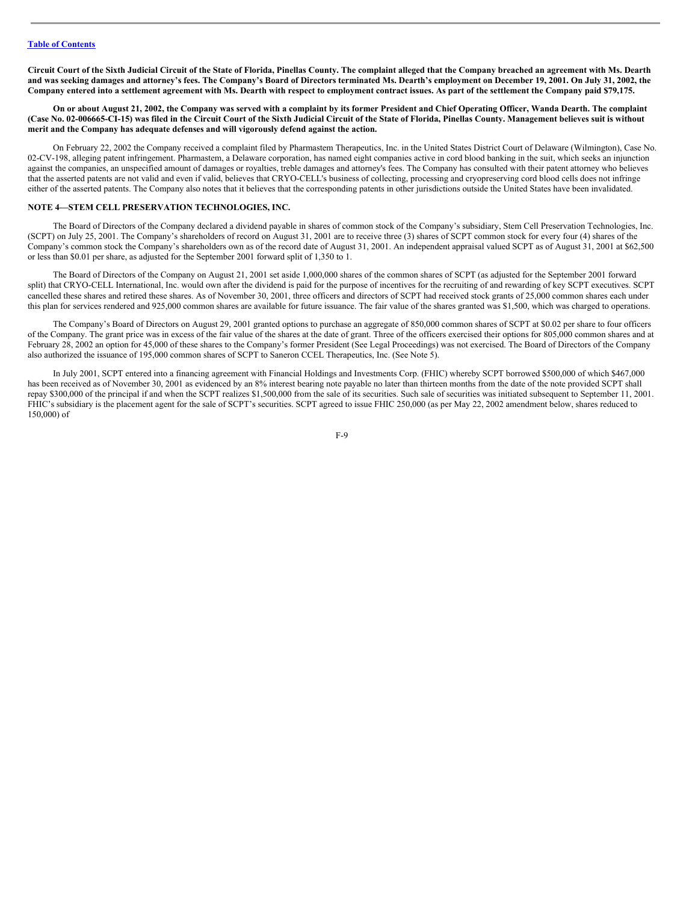**Circuit Court of the Sixth Judicial Circuit of the State of Florida, Pinellas County. The complaint alleged that the Company breached an agreement with Ms. Dearth and was seeking damages and attorney's fees. The Company's Board of Directors terminated Ms. Dearth's employment on December 19, 2001. On July 31, 2002, the Company entered into a settlement agreement with Ms. Dearth with respect to employment contract issues. As part of the settlement the Company paid $79,175.**

**On or about August 21, 2002, the Company was served with a complaint by its former President and Chief Operating Officer, Wanda Dearth. The complaint (Case No. 02-006665-CI-15) was filed in the Circuit Court of the Sixth Judicial Circuit of the State of Florida, Pinellas County. Management believes suit is without merit and the Company has adequate defenses and will vigorously defend against the action.**

On February 22, 2002 the Company received a complaint filed by Pharmastem Therapeutics, Inc. in the United States District Court of Delaware (Wilmington), Case No. 02-CV-198, alleging patent infringement. Pharmastem, a Delaware corporation, has named eight companies active in cord blood banking in the suit, which seeks an injunction against the companies, an unspecified amount of damages or royalties, treble damages and attorney's fees. The Company has consulted with their patent attorney who believes that the asserted patents are not valid and even if valid, believes that CRYO-CELL's business of collecting, processing and cryopreserving cord blood cells does not infringe either of the asserted patents. The Company also notes that it believes that the corresponding patents in other jurisdictions outside the United States have been invalidated.

## NOTE 4—STEM CELL PRESERVATION TECHNOLOGIES, INC.

The Board of Directors of the Company declared a dividend payable in shares of common stock of the Company's subsidiary, Stem Cell Preservation Technologies, Inc. (SCPT) on July 25, 2001. The Company's shareholders of record on August 31, 2001 are to receive three (3) shares of SCPT common stock for every four (4) shares of the Company's common stock the Company's shareholders own as of the record date of August 31, 2001. An independent appraisal valued SCPT as of August 31, 2001 at $62,500 or less than $0.01 per share, as adjusted for the September 2001 forward split of 1,350 to 1.

The Board of Directors of the Company on August 21, 2001 set aside 1,000,000 shares of the common shares of SCPT (as adjusted for the September 2001 forward split) that CRYO-CELL International, Inc. would own after the dividend is paid for the purpose of incentives for the recruiting of and rewarding of key SCPT executives. SCPT cancelled these shares and retired these shares. As of November 30, 2001, three officers and directors of SCPT had received stock grants of 25,000 common shares each under this plan for services rendered and 925,000 common shares are available for future issuance. The fair value of the shares granted was $1,500, which was charged to operations.

The Company's Board of Directors on August 29, 2001 granted options to purchase an aggregate of 850,000 common shares of SCPT at $0.02 per share to four officers of the Company. The grant price was in excess of the fair value of the shares at the date of grant. Three of the officers exercised their options for 805,000 common shares and at February 28, 2002 an option for 45,000 of these shares to the Company's former President (See Legal Proceedings) was not exercised. The Board of Directors of the Company also authorized the issuance of 195,000 common shares of SCPT to Saneron CCEL Therapeutics, Inc. (See Note 5).

In July 2001, SCPT entered into a financing agreement with Financial Holdings and Investments Corp. (FHIC) whereby SCPT borrowed $500,000 of which $467,000 has been received as of November 30, 2001 as evidenced by an 8% interest bearing note payable no later than thirteen months from the date of the note provided SCPT shall repay $300,000 of the principal if and when the SCPT realizes $1,500,000 from the sale of its securities. Such sale of securities was initiated subsequent to September 11, 2001. FHIC's subsidiary is the placement agent for the sale of SCPT's securities. SCPT agreed to issue FHIC 250,000 (as per May 22, 2002 amendment below, shares reduced to 150,000) of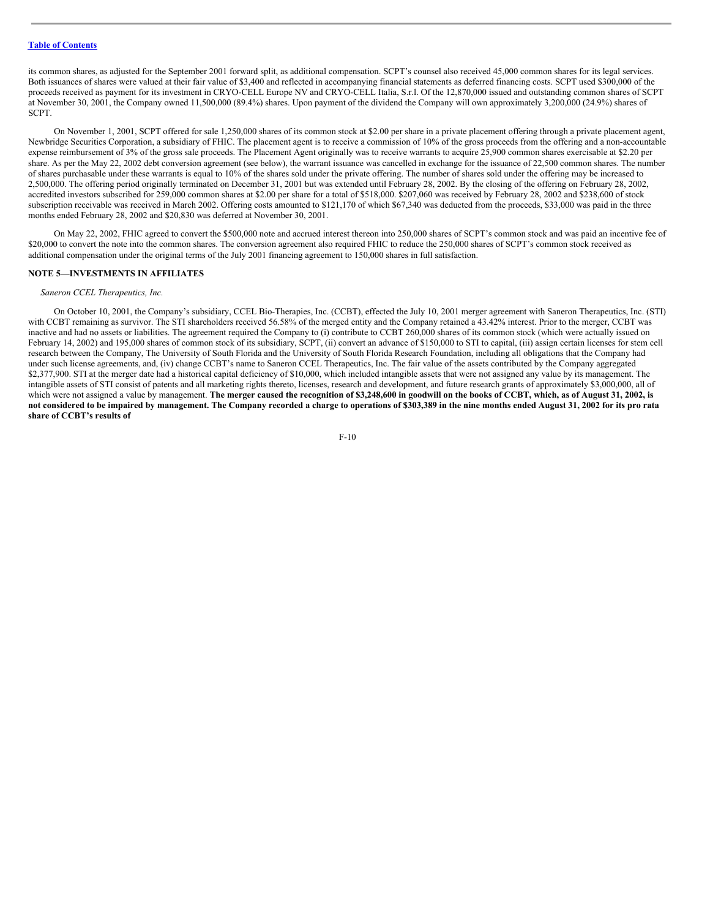its common shares, as adjusted for the September 2001 forward split, as additional compensation. SCPT's counsel also received 45,000 common shares for its legal services. Both issuances of shares were valued at their fair value of $3,400 and reflected in accompanying financial statements as deferred financing costs. SCPT used $300,000 of the proceeds received as payment for its investment in CRYO-CELL Europe NV and CRYO-CELL Italia, S.r.l. Of the 12,870,000 issued and outstanding common shares of SCPT at November 30, 2001, the Company owned 11,500,000 (89.4%) shares. Upon payment of the dividend the Company will own approximately 3,200,000 (24.9%) shares of SCPT.

On November 1, 2001, SCPT offered for sale 1,250,000 shares of its common stock at $2.00 per share in a private placement offering through a private placement agent, Newbridge Securities Corporation, a subsidiary of FHIC. The placement agent is to receive a commission of 10% of the gross proceeds from the offering and a non-accountable expense reimbursement of 3% of the gross sale proceeds. The Placement Agent originally was to receive warrants to acquire 25,900 common shares exercisable at $2.20 per share. As per the May 22, 2002 debt conversion agreement (see below), the warrant issuance was cancelled in exchange for the issuance of 22,500 common shares. The number of shares purchasable under these warrants is equal to 10% of the shares sold under the private offering. The number of shares sold under the offering may be increased to 2,500,000. The offering period originally terminated on December 31, 2001 but was extended until February 28, 2002. By the closing of the offering on February 28, 2002, accredited investors subscribed for 259,000 common shares at $2.00 per share for a total of $518,000. $207,060 was received by February 28, 2002 and $238,600 of stock subscription receivable was received in March 2002. Offering costs amounted to $121,170 of which $67,340 was deducted from the proceeds, $33,000 was paid in the three months ended February 28, 2002 and $20,830 was deferred at November 30, 2001.

On May 22, 2002, FHIC agreed to convert the $500,000 note and accrued interest thereon into 250,000 shares of SCPT's common stock and was paid an incentive fee of $20,000 to convert the note into the common shares. The conversion agreement also required FHIC to reduce the 250,000 shares of SCPT's common stock received as additional compensation under the original terms of the July 2001 financing agreement to 150,000 shares in full satisfaction.

## NOTE 5—INVESTMENTS IN AFFILIATES

*Saneron CCEL Therapeutics, Inc.*

On October 10, 2001, the Company's subsidiary, CCEL Bio-Therapies, Inc. (CCBT), effected the July 10, 2001 merger agreement with Saneron Therapeutics, Inc. (STI) with CCBT remaining as survivor. The STI shareholders received 56.58% of the merged entity and the Company retained a 43.42% interest. Prior to the merger, CCBT was inactive and had no assets or liabilities. The agreement required the Company to (i) contribute to CCBT 260,000 shares of its common stock (which were actually issued on February 14, 2002) and 195,000 shares of common stock of its subsidiary, SCPT, (ii) convert an advance of $150,000 to STI to capital, (iii) assign certain licenses for stem cell research between the Company, The University of South Florida and the University of South Florida Research Foundation, including all obligations that the Company had under such license agreements, and, (iv) change CCBT's name to Saneron CCEL Therapeutics, Inc. The fair value of the assets contributed by the Company aggregated $2,377,900. STI at the merger date had a historical capital deficiency of $10,000, which included intangible assets that were not assigned any value by its management. The intangible assets of STI consist of patents and all marketing rights thereto, licenses, research and development, and future research grants of approximately $3,000,000, all of which were not assigned a value by management. **The merger caused the recognition of $3,248,600 in goodwill on the books of CCBT, which, as of August 31, 2002, is not considered to be impaired by management. The Company recorded a charge to operations of $303,389 in the nine months ended August 31, 2002 for its pro rata share of CCBT's results of**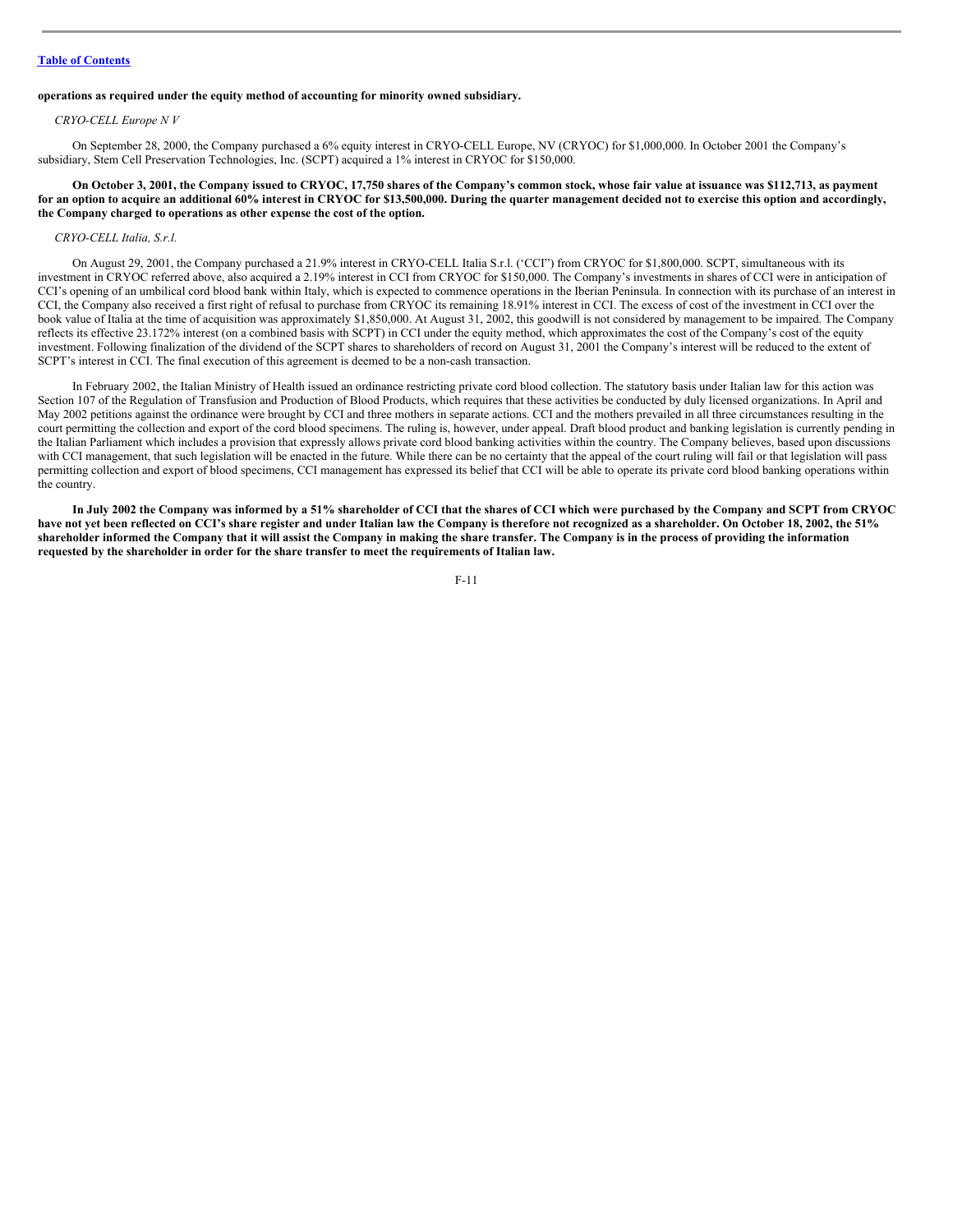**operations as required under the equity method of accounting for minority owned subsidiary.**

*CRYO-CELL Europe N V*

On September 28, 2000, the Company purchased a 6% equity interest in CRYO-CELL Europe, NV (CRYOC) for $1,000,000. In October 2001 the Company's subsidiary, Stem Cell Preservation Technologies, Inc. (SCPT) acquired a 1% interest in CRYOC for $150,000.

**On October 3, 2001, the Company issued to CRYOC, 17,750 shares of the Company's common stock, whose fair value at issuance was $112,713, as payment for an option to acquire an additional 60% interest in CRYOC for $13,500,000. During the quarter management decided not to exercise this option and accordingly, the Company charged to operations as other expense the cost of the option.**

*CRYO-CELL Italia, S.r.l.*

On August 29, 2001, the Company purchased a 21.9% interest in CRYO-CELL Italia S.r.l. ('CCI") from CRYOC for $1,800,000. SCPT, simultaneous with its investment in CRYOC referred above, also acquired a 2.19% interest in CCI from CRYOC for $150,000. The Company's investments in shares of CCI were in anticipation of CCI's opening of an umbilical cord blood bank within Italy, which is expected to commence operations in the Iberian Peninsula. In connection with its purchase of an interest in CCI, the Company also received a first right of refusal to purchase from CRYOC its remaining 18.91% interest in CCI. The excess of cost of the investment in CCI over the book value of Italia at the time of acquisition was approximately $1,850,000. At August 31, 2002, this goodwill is not considered by management to be impaired. The Company reflects its effective 23.172% interest (on a combined basis with SCPT) in CCI under the equity method, which approximates the cost of the Company's cost of the equity investment. Following finalization of the dividend of the SCPT shares to shareholders of record on August 31, 2001 the Company's interest will be reduced to the extent of SCPT's interest in CCI. The final execution of this agreement is deemed to be a non-cash transaction.

In February 2002, the Italian Ministry of Health issued an ordinance restricting private cord blood collection. The statutory basis under Italian law for this action was Section 107 of the Regulation of Transfusion and Production of Blood Products, which requires that these activities be conducted by duly licensed organizations. In April and May 2002 petitions against the ordinance were brought by CCI and three mothers in separate actions. CCI and the mothers prevailed in all three circumstances resulting in the court permitting the collection and export of the cord blood specimens. The ruling is, however, under appeal. Draft blood product and banking legislation is currently pending in the Italian Parliament which includes a provision that expressly allows private cord blood banking activities within the country. The Company believes, based upon discussions with CCI management, that such legislation will be enacted in the future. While there can be no certainty that the appeal of the court ruling will fail or that legislation will pass permitting collection and export of blood specimens, CCI management has expressed its belief that CCI will be able to operate its private cord blood banking operations within the country.

**In July 2002 the Company was informed by a 51% shareholder of CCI that the shares of CCI which were purchased by the Company and SCPT from CRYOC have not yet been reflected on CCI's share register and under Italian law the Company is therefore not recognized as a shareholder. On October 18, 2002, the 51% shareholder informed the Company that it will assist the Company in making the share transfer. The Company is in the process of providing the information requested by the shareholder in order for the share transfer to meet the requirements of Italian law.**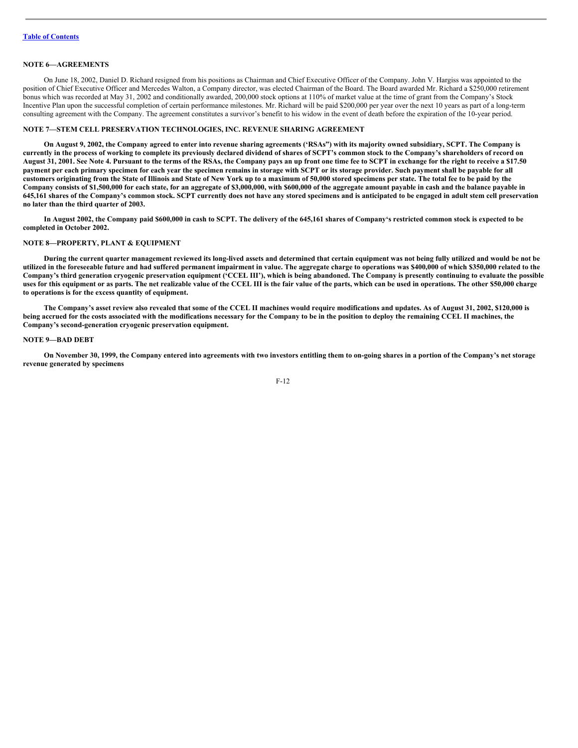### NOTE 6—AGREEMENTS

On June 18, 2002, Daniel D. Richard resigned from his positions as Chairman and Chief Executive Officer of the Company. John V. Hargiss was appointed to the position of Chief Executive Officer and Mercedes Walton, a Company director, was elected Chairman of the Board. The Board awarded Mr. Richard a $250,000 retirement bonus which was recorded at May 31, 2002 and conditionally awarded, 200,000 stock options at 110% of market value at the time of grant from the Company's Stock Incentive Plan upon the successful completion of certain performance milestones. Mr. Richard will be paid $200,000 per year over the next 10 years as part of a long-term consulting agreement with the Company. The agreement constitutes a survivor's benefit to his widow in the event of death before the expiration of the 10-year period.

### NOTE 7—STEM CELL PRESERVATION TECHNOLOGIES, INC. REVENUE SHARING AGREEMENT

**On August 9, 2002, the Company agreed to enter into revenue sharing agreements ('RSAs") with its majority owned subsidiary, SCPT. The Company is currently in the process of working to complete its previously declared dividend of shares of SCPT's common stock to the Company's shareholders of record on August 31, 2001. See Note 4. Pursuant to the terms of the RSAs, the Company pays an up front one time fee to SCPT in exchange for the right to receive a $17.50 payment per each primary specimen for each year the specimen remains in storage with SCPT or its storage provider. Such payment shall be payable for all customers originating from the State of Illinois and State of New York up to a maximum of 50,000 stored specimens per state. The total fee to be paid by the Company consists of $1,500,000 for each state, for an aggregate of $3,000,000, with $600,000 of the aggregate amount payable in cash and the balance payable in 645,161 shares of the Company's common stock. SCPT currently does not have any stored specimens and is anticipated to be engaged in adult stem cell preservation no later than the third quarter of 2003.**

**In August 2002, the Company paid $600,000 in cash to SCPT. The delivery of the 645,161 shares of Company's restricted common stock is expected to be completed in October 2002.**

### NOTE 8—PROPERTY, PLANT & EQUIPMENT

**During the current quarter management reviewed its long-lived assets and determined that certain equipment was not being fully utilized and would be not be utilized in the foreseeable future and had suffered permanent impairment in value. The aggregate charge to operations was $400,000 of which $350,000 related to the Company's third generation cryogenic preservation equipment ('CCEL III'), which is being abandoned. The Company is presently continuing to evaluate the possible uses for this equipment or as parts. The net realizable value of the CCEL III is the fair value of the parts, which can be used in operations. The other $50,000 charge to operations is for the excess quantity of equipment.**

**The Company's asset review also revealed that some of the CCEL II machines would require modifications and updates. As of August 31, 2002, $120,000 is being accrued for the costs associated with the modifications necessary for the Company to be in the position to deploy the remaining CCEL II machines, the Company's second-generation cryogenic preservation equipment.**

### NOTE 9—BAD DEBT

**On November 30, 1999, the Company entered into agreements with two investors entitling them to on-going shares in a portion of the Company's net storage revenue generated by specimens**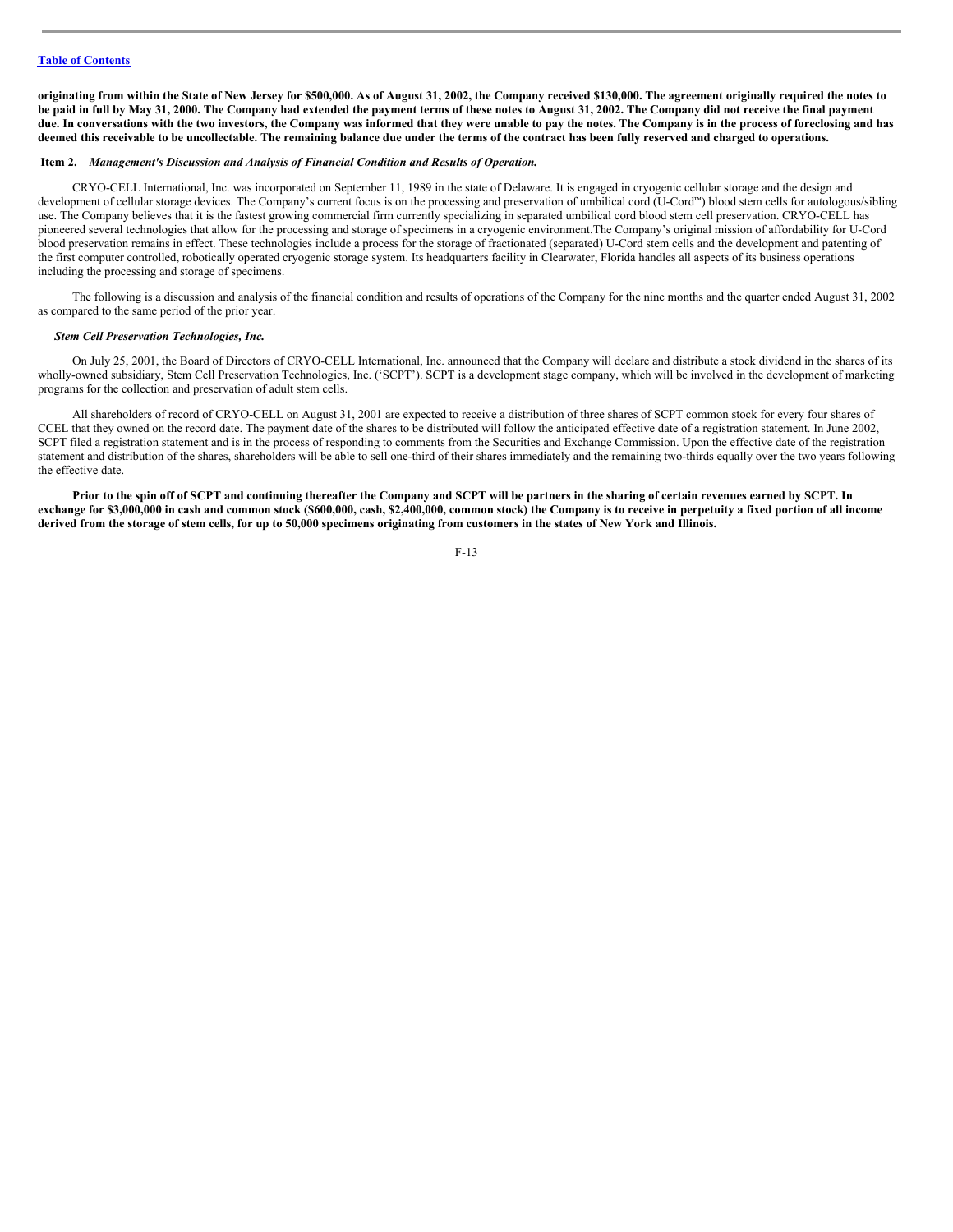**originating from within the State of New Jersey for $500,000. As of August 31, 2002, the Company received $130,000. The agreement originally required the notes to be paid in full by May 31, 2000. The Company had extended the payment terms of these notes to August 31, 2002. The Company did not receive the final payment due. In conversations with the two investors, the Company was informed that they were unable to pay the notes. The Company is in the process of foreclosing and has deemed this receivable to be uncollectable. The remaining balance due under the terms of the contract has been fully reserved and charged to operations.**

## Item 2. *Management's Discussion and Analysis of Financial Condition and Results of Operation.*

CRYO-CELL International, Inc. was incorporated on September 11, 1989 in the state of Delaware. It is engaged in cryogenic cellular storage and the design and development of cellular storage devices. The Company's current focus is on the processing and preservation of umbilical cord (U-Cord™) blood stem cells for autologous/sibling use. The Company believes that it is the fastest growing commercial firm currently specializing in separated umbilical cord blood stem cell preservation. CRYO-CELL has pioneered several technologies that allow for the processing and storage of specimens in a cryogenic environment.The Company's original mission of affordability for U-Cord blood preservation remains in effect. These technologies include a process for the storage of fractionated (separated) U-Cord stem cells and the development and patenting of the first computer controlled, robotically operated cryogenic storage system. Its headquarters facility in Clearwater, Florida handles all aspects of its business operations including the processing and storage of specimens.

The following is a discussion and analysis of the financial condition and results of operations of the Company for the nine months and the quarter ended August 31, 2002 as compared to the same period of the prior year.

### *Stem Cell Preservation Technologies, Inc.*

On July 25, 2001, the Board of Directors of CRYO-CELL International, Inc. announced that the Company will declare and distribute a stock dividend in the shares of its wholly-owned subsidiary, Stem Cell Preservation Technologies, Inc. ('SCPT'). SCPT is a development stage company, which will be involved in the development of marketing programs for the collection and preservation of adult stem cells.

All shareholders of record of CRYO-CELL on August 31, 2001 are expected to receive a distribution of three shares of SCPT common stock for every four shares of CCEL that they owned on the record date. The payment date of the shares to be distributed will follow the anticipated effective date of a registration statement. In June 2002, SCPT filed a registration statement and is in the process of responding to comments from the Securities and Exchange Commission. Upon the effective date of the registration statement and distribution of the shares, shareholders will be able to sell one-third of their shares immediately and the remaining two-thirds equally over the two years following the effective date.

**Prior to the spin off of SCPT and continuing thereafter the Company and SCPT will be partners in the sharing of certain revenues earned by SCPT. In exchange for $3,000,000 in cash and common stock ($600,000, cash, $2,400,000, common stock) the Company is to receive in perpetuity a fixed portion of all income derived from the storage of stem cells, for up to 50,000 specimens originating from customers in the states of New York and Illinois.**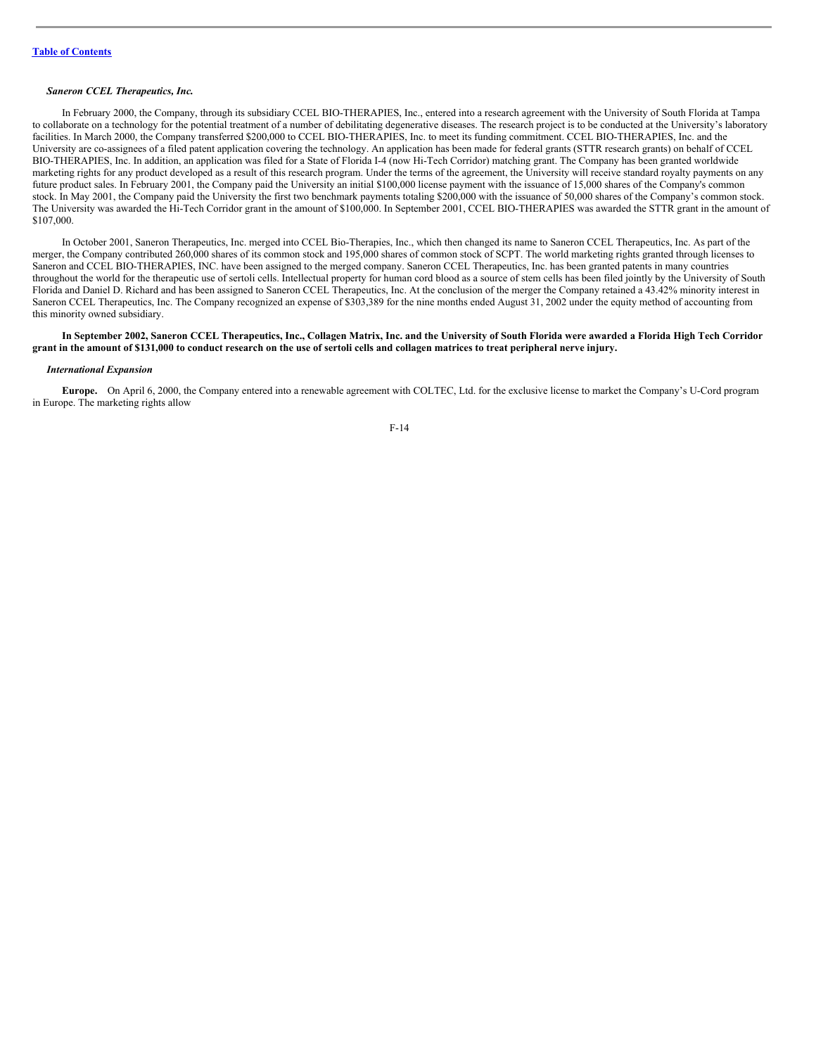*Saneron CCEL Therapeutics, Inc.*

In February 2000, the Company, through its subsidiary CCEL BIO-THERAPIES, Inc., entered into a research agreement with the University of South Florida at Tampa to collaborate on a technology for the potential treatment of a number of debilitating degenerative diseases. The research project is to be conducted at the University's laboratory facilities. In March 2000, the Company transferred $200,000 to CCEL BIO-THERAPIES, Inc. to meet its funding commitment. CCEL BIO-THERAPIES, Inc. and the University are co-assignees of a filed patent application covering the technology. An application has been made for federal grants (STTR research grants) on behalf of CCEL BIO-THERAPIES, Inc. In addition, an application was filed for a State of Florida I-4 (now Hi-Tech Corridor) matching grant. The Company has been granted worldwide marketing rights for any product developed as a result of this research program. Under the terms of the agreement, the University will receive standard royalty payments on any future product sales. In February 2001, the Company paid the University an initial $100,000 license payment with the issuance of 15,000 shares of the Company's common stock. In May 2001, the Company paid the University the first two benchmark payments totaling $200,000 with the issuance of 50,000 shares of the Company's common stock. The University was awarded the Hi-Tech Corridor grant in the amount of $100,000. In September 2001, CCEL BIO-THERAPIES was awarded the STTR grant in the amount of $107,000.

In October 2001, Saneron Therapeutics, Inc. merged into CCEL Bio-Therapies, Inc., which then changed its name to Saneron CCEL Therapeutics, Inc. As part of the merger, the Company contributed 260,000 shares of its common stock and 195,000 shares of common stock of SCPT. The world marketing rights granted through licenses to Saneron and CCEL BIO-THERAPIES, INC. have been assigned to the merged company. Saneron CCEL Therapeutics, Inc. has been granted patents in many countries throughout the world for the therapeutic use of sertoli cells. Intellectual property for human cord blood as a source of stem cells has been filed jointly by the University of South Florida and Daniel D. Richard and has been assigned to Saneron CCEL Therapeutics, Inc. At the conclusion of the merger the Company retained a 43.42% minority interest in Saneron CCEL Therapeutics, Inc. The Company recognized an expense of $303,389 for the nine months ended August 31, 2002 under the equity method of accounting from this minority owned subsidiary.

**In September 2002, Saneron CCEL Therapeutics, Inc., Collagen Matrix, Inc. and the University of South Florida were awarded a Florida High Tech Corridor grant in the amount of $131,000 to conduct research on the use of sertoli cells and collagen matrices to treat peripheral nerve injury.**

*International Expansion*

**Europe.** On April 6, 2000, the Company entered into a renewable agreement with COLTEC, Ltd. for the exclusive license to market the Company's U-Cord program in Europe. The marketing rights allow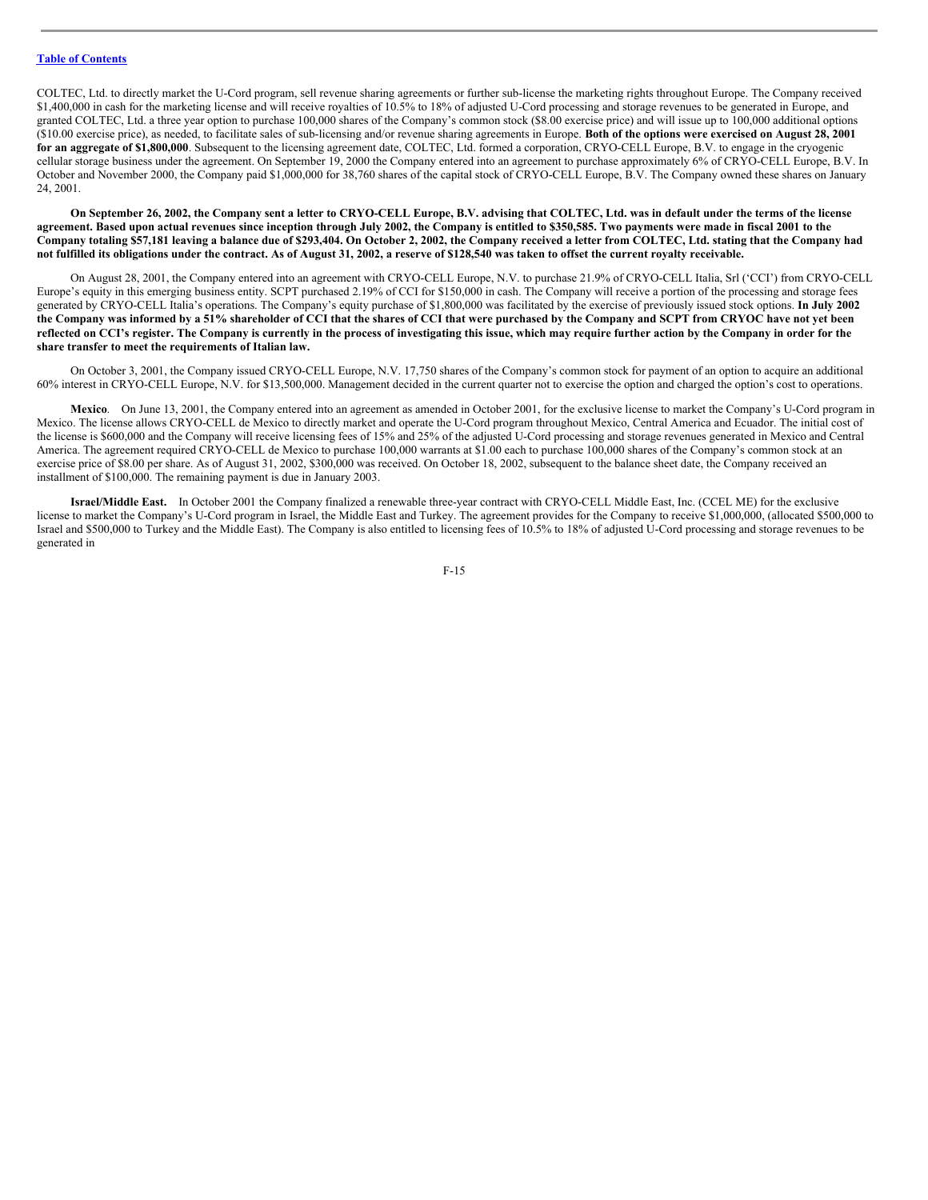COLTEC, Ltd. to directly market the U-Cord program, sell revenue sharing agreements or further sub-license the marketing rights throughout Europe. The Company received $1,400,000 in cash for the marketing license and will receive royalties of 10.5% to 18% of adjusted U-Cord processing and storage revenues to be generated in Europe, and granted COLTEC, Ltd. a three year option to purchase 100,000 shares of the Company's common stock ($8.00 exercise price) and will issue up to 100,000 additional options ($10.00 exercise price), as needed, to facilitate sales of sub-licensing and/or revenue sharing agreements in Europe. **Both of the options were exercised on August 28, 2001 for an aggregate of $1,800,000**. Subsequent to the licensing agreement date, COLTEC, Ltd. formed a corporation, CRYO-CELL Europe, B.V. to engage in the cryogenic cellular storage business under the agreement. On September 19, 2000 the Company entered into an agreement to purchase approximately 6% of CRYO-CELL Europe, B.V. In October and November 2000, the Company paid $1,000,000 for 38,760 shares of the capital stock of CRYO-CELL Europe, B.V. The Company owned these shares on January 24, 2001.

**On September 26, 2002, the Company sent a letter to CRYO-CELL Europe, B.V. advising that COLTEC, Ltd. was in default under the terms of the license agreement. Based upon actual revenues since inception through July 2002, the Company is entitled to $350,585. Two payments were made in fiscal 2001 to the Company totaling $57,181 leaving a balance due of $293,404. On October 2, 2002, the Company received a letter from COLTEC, Ltd. stating that the Company had not fulfilled its obligations under the contract. As of August 31, 2002, a reserve of $128,540 was taken to offset the current royalty receivable.**

On August 28, 2001, the Company entered into an agreement with CRYO-CELL Europe, N.V. to purchase 21.9% of CRYO-CELL Italia, Srl ('CCI') from CRYO-CELL Europe's equity in this emerging business entity. SCPT purchased 2.19% of CCI for $150,000 in cash. The Company will receive a portion of the processing and storage fees generated by CRYO-CELL Italia's operations. The Company's equity purchase of $1,800,000 was facilitated by the exercise of previously issued stock options. **In July 2002 the Company was informed by a 51% shareholder of CCI that the shares of CCI that were purchased by the Company and SCPT from CRYOC have not yet been reflected on CCI's register. The Company is currently in the process of investigating this issue, which may require further action by the Company in order for the share transfer to meet the requirements of Italian law.**

On October 3, 2001, the Company issued CRYO-CELL Europe, N.V. 17,750 shares of the Company's common stock for payment of an option to acquire an additional 60% interest in CRYO-CELL Europe, N.V. for $13,500,000. Management decided in the current quarter not to exercise the option and charged the option's cost to operations.

**Mexico**. On June 13, 2001, the Company entered into an agreement as amended in October 2001, for the exclusive license to market the Company's U-Cord program in Mexico. The license allows CRYO-CELL de Mexico to directly market and operate the U-Cord program throughout Mexico, Central America and Ecuador. The initial cost of the license is $600,000 and the Company will receive licensing fees of 15% and 25% of the adjusted U-Cord processing and storage revenues generated in Mexico and Central America. The agreement required CRYO-CELL de Mexico to purchase 100,000 warrants at $1.00 each to purchase 100,000 shares of the Company's common stock at an exercise price of $8.00 per share. As of August 31, 2002, $300,000 was received. On October 18, 2002, subsequent to the balance sheet date, the Company received an installment of $100,000. The remaining payment is due in January 2003.

**Israel/Middle East.** In October 2001 the Company finalized a renewable three-year contract with CRYO-CELL Middle East, Inc. (CCEL ME) for the exclusive license to market the Company's U-Cord program in Israel, the Middle East and Turkey. The agreement provides for the Company to receive $1,000,000, (allocated $500,000 to Israel and $500,000 to Turkey and the Middle East). The Company is also entitled to licensing fees of 10.5% to 18% of adjusted U-Cord processing and storage revenues to be generated in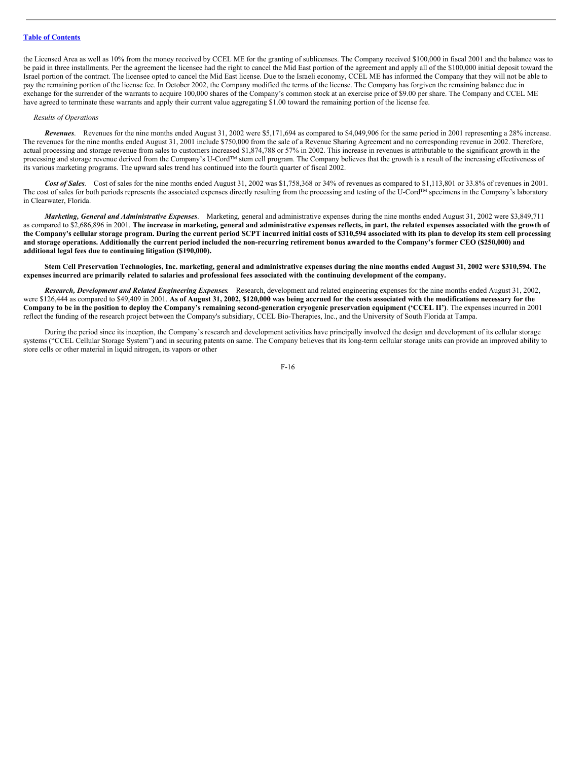the Licensed Area as well as 10% from the money received by CCEL ME for the granting of sublicenses. The Company received $100,000 in fiscal 2001 and the balance was to be paid in three installments. Per the agreement the licensee had the right to cancel the Mid East portion of the agreement and apply all of the $100,000 initial deposit toward the Israel portion of the contract. The licensee opted to cancel the Mid East license. Due to the Israeli economy, CCEL ME has informed the Company that they will not be able to pay the remaining portion of the license fee. In October 2002, the Company modified the terms of the license. The Company has forgiven the remaining balance due in exchange for the surrender of the warrants to acquire 100,000 shares of the Company's common stock at an exercise price of $9.00 per share. The Company and CCEL ME have agreed to terminate these warrants and apply their current value aggregating $1.00 toward the remaining portion of the license fee.

*Results of Operations*

***Revenues***. Revenues for the nine months ended August 31, 2002 were $5,171,694 as compared to $4,049,906 for the same period in 2001 representing a 28% increase. The revenues for the nine months ended August 31, 2001 include $750,000 from the sale of a Revenue Sharing Agreement and no corresponding revenue in 2002. Therefore, actual processing and storage revenue from sales to customers increased $1,874,788 or 57% in 2002. This increase in revenues is attributable to the significant growth in the processing and storage revenue derived from the Company's U-Cord™ stem cell program. The Company believes that the growth is a result of the increasing effectiveness of its various marketing programs. The upward sales trend has continued into the fourth quarter of fiscal 2002.

***Cost of Sales***. Cost of sales for the nine months ended August 31, 2002 was $1,758,368 or 34% of revenues as compared to $1,113,801 or 33.8% of revenues in 2001. The cost of sales for both periods represents the associated expenses directly resulting from the processing and testing of the U-Cord™ specimens in the Company's laboratory in Clearwater, Florida.

***Marketing, General and Administrative Expenses***. Marketing, general and administrative expenses during the nine months ended August 31, 2002 were $3,849,711 as compared to $2,686,896 in 2001. **The increase in marketing, general and administrative expenses reflects, in part, the related expenses associated with the growth of the Company's cellular storage program. During the current period SCPT incurred initial costs of $310,594 associated with its plan to develop its stem cell processing and storage operations. Additionally the current period included the non-recurring retirement bonus awarded to the Company's former CEO ($250,000) and additional legal fees due to continuing litigation ($190,000).**

**Stem Cell Preservation Technologies, Inc. marketing, general and administrative expenses during the nine months ended August 31, 2002 were $310,594. The expenses incurred are primarily related to salaries and professional fees associated with the continuing development of the company.**

***Research, Development and Related Engineering Expenses***. Research, development and related engineering expenses for the nine months ended August 31, 2002, were $126,444 as compared to $49,409 in 2001. **As of August 31, 2002, $120,000 was being accrued for the costs associated with the modifications necessary for the Company to be in the position to deploy the Company's remaining second-generation cryogenic preservation equipment ('CCEL II')**. The expenses incurred in 2001 reflect the funding of the research project between the Company's subsidiary, CCEL Bio-Therapies, Inc., and the University of South Florida at Tampa.

During the period since its inception, the Company's research and development activities have principally involved the design and development of its cellular storage systems ("CCEL Cellular Storage System") and in securing patents on same. The Company believes that its long-term cellular storage units can provide an improved ability to store cells or other material in liquid nitrogen, its vapors or other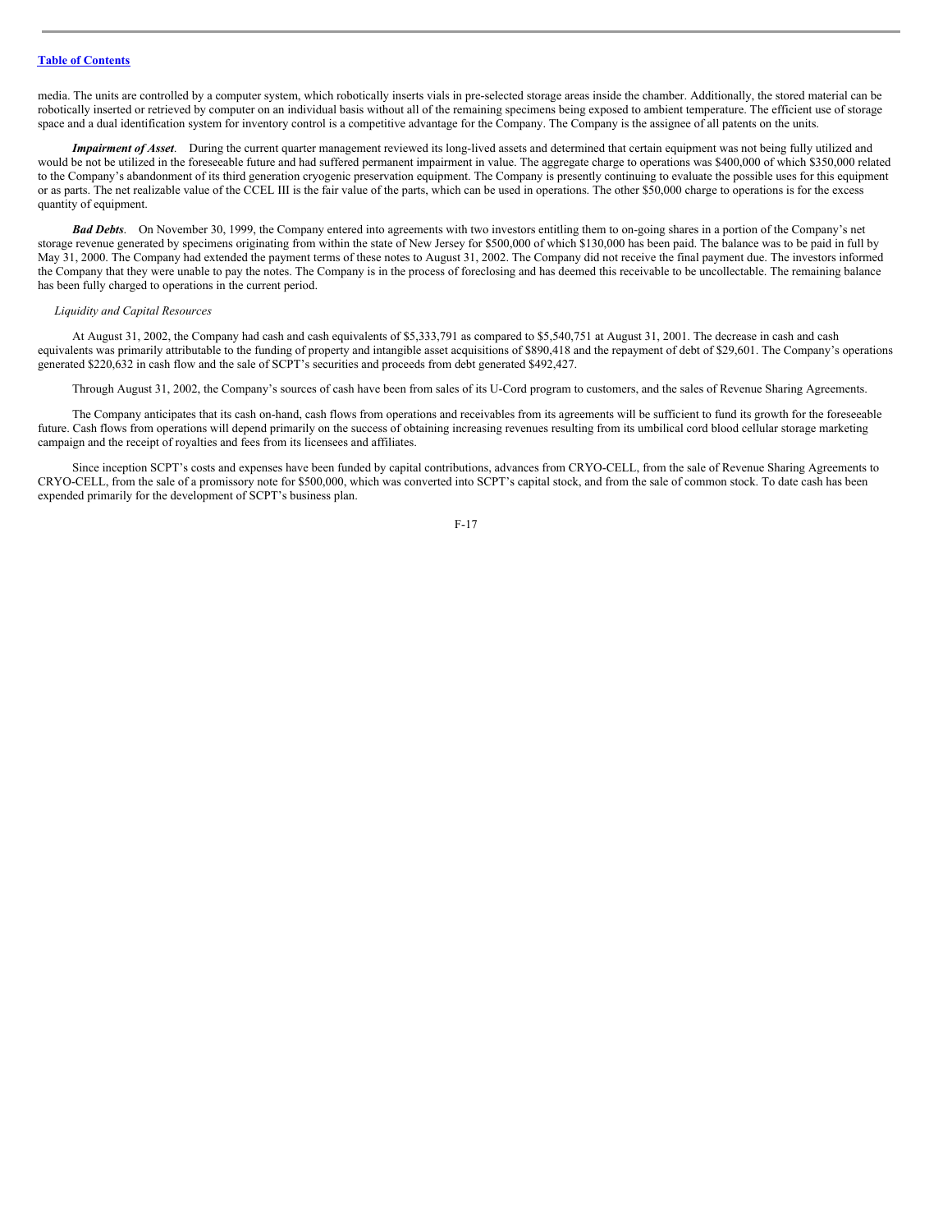media. The units are controlled by a computer system, which robotically inserts vials in pre-selected storage areas inside the chamber. Additionally, the stored material can be robotically inserted or retrieved by computer on an individual basis without all of the remaining specimens being exposed to ambient temperature. The efficient use of storage space and a dual identification system for inventory control is a competitive advantage for the Company. The Company is the assignee of all patents on the units.

***Impairment of Asset***. During the current quarter management reviewed its long-lived assets and determined that certain equipment was not being fully utilized and would be not be utilized in the foreseeable future and had suffered permanent impairment in value. The aggregate charge to operations was $400,000 of which $350,000 related to the Company's abandonment of its third generation cryogenic preservation equipment. The Company is presently continuing to evaluate the possible uses for this equipment or as parts. The net realizable value of the CCEL III is the fair value of the parts, which can be used in operations. The other $50,000 charge to operations is for the excess quantity of equipment.

***Bad Debts***. On November 30, 1999, the Company entered into agreements with two investors entitling them to on-going shares in a portion of the Company's net storage revenue generated by specimens originating from within the state of New Jersey for $500,000 of which $130,000 has been paid. The balance was to be paid in full by May 31, 2000. The Company had extended the payment terms of these notes to August 31, 2002. The Company did not receive the final payment due. The investors informed the Company that they were unable to pay the notes. The Company is in the process of foreclosing and has deemed this receivable to be uncollectable. The remaining balance has been fully charged to operations in the current period.

*Liquidity and Capital Resources*

At August 31, 2002, the Company had cash and cash equivalents of $5,333,791 as compared to $5,540,751 at August 31, 2001. The decrease in cash and cash equivalents was primarily attributable to the funding of property and intangible asset acquisitions of $890,418 and the repayment of debt of $29,601. The Company's operations generated $220,632 in cash flow and the sale of SCPT's securities and proceeds from debt generated $492,427.

Through August 31, 2002, the Company's sources of cash have been from sales of its U-Cord program to customers, and the sales of Revenue Sharing Agreements.

The Company anticipates that its cash on-hand, cash flows from operations and receivables from its agreements will be sufficient to fund its growth for the foreseeable future. Cash flows from operations will depend primarily on the success of obtaining increasing revenues resulting from its umbilical cord blood cellular storage marketing campaign and the receipt of royalties and fees from its licensees and affiliates.

Since inception SCPT's costs and expenses have been funded by capital contributions, advances from CRYO-CELL, from the sale of Revenue Sharing Agreements to CRYO-CELL, from the sale of a promissory note for $500,000, which was converted into SCPT's capital stock, and from the sale of common stock. To date cash has been expended primarily for the development of SCPT's business plan.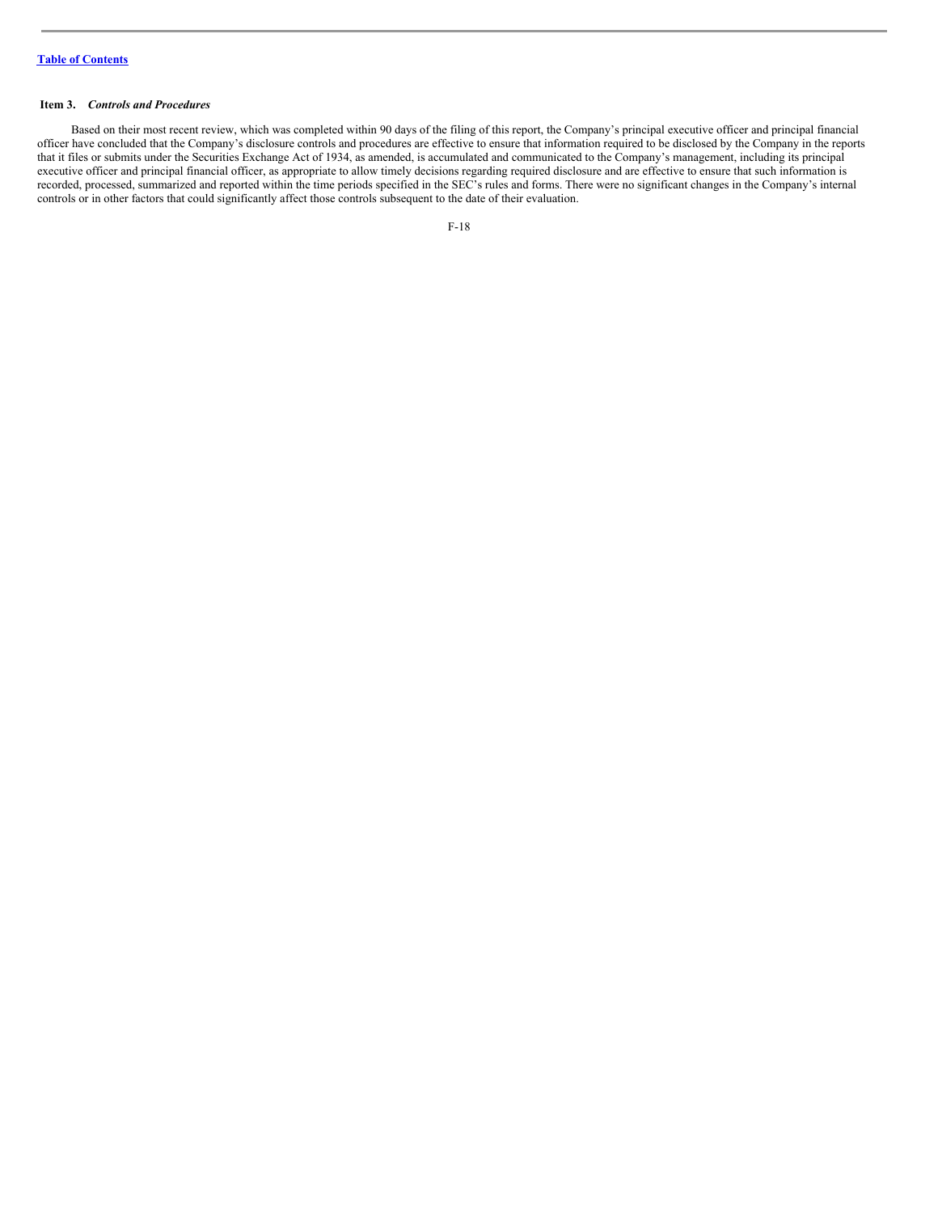**Item 3.** ***Controls and Procedures***

Based on their most recent review, which was completed within 90 days of the filing of this report, the Company's principal executive officer and principal financial officer have concluded that the Company's disclosure controls and procedures are effective to ensure that information required to be disclosed by the Company in the reports that it files or submits under the Securities Exchange Act of 1934, as amended, is accumulated and communicated to the Company's management, including its principal executive officer and principal financial officer, as appropriate to allow timely decisions regarding required disclosure and are effective to ensure that such information is recorded, processed, summarized and reported within the time periods specified in the SEC's rules and forms. There were no significant changes in the Company's internal controls or in other factors that could significantly affect those controls subsequent to the date of their evaluation.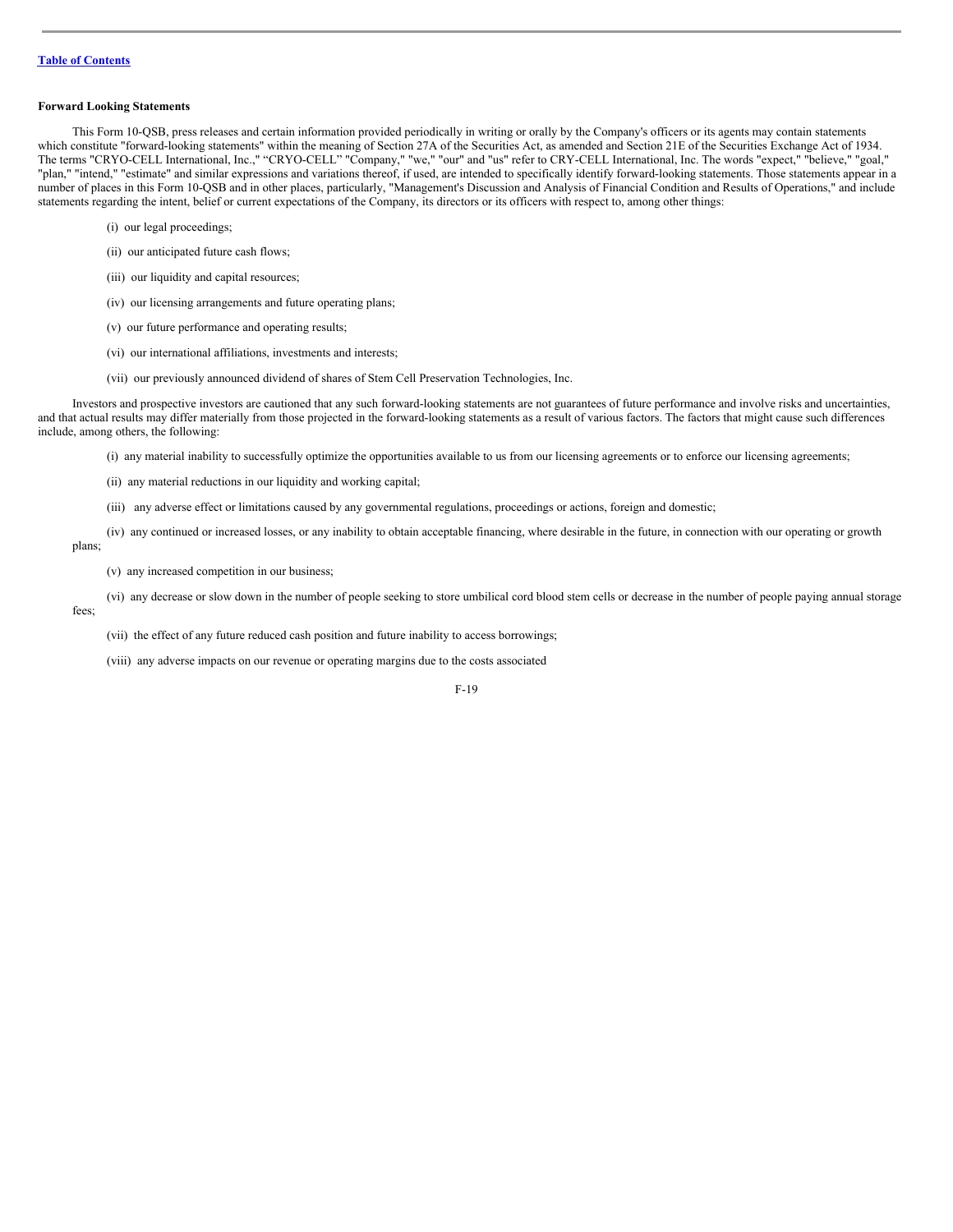[Table of Contents](#)

**Forward Looking Statements**

This Form 10-QSB, press releases and certain information provided periodically in writing or orally by the Company's officers or its agents may contain statements which constitute "forward-looking statements" within the meaning of Section 27A of the Securities Act, as amended and Section 21E of the Securities Exchange Act of 1934. The terms "CRYO-CELL International, Inc.," "CRYO-CELL" "Company," "we," "our" and "us" refer to CRY-CELL International, Inc. The words "expect," "believe," "goal," "plan," "intend," "estimate" and similar expressions and variations thereof, if used, are intended to specifically identify forward-looking statements. Those statements appear in a number of places in this Form 10-QSB and in other places, particularly, "Management's Discussion and Analysis of Financial Condition and Results of Operations," and include statements regarding the intent, belief or current expectations of the Company, its directors or its officers with respect to, among other things:

(i) our legal proceedings;

(ii) our anticipated future cash flows;

(iii) our liquidity and capital resources;

(iv) our licensing arrangements and future operating plans;

(v) our future performance and operating results;

(vi) our international affiliations, investments and interests;

(vii) our previously announced dividend of shares of Stem Cell Preservation Technologies, Inc.

Investors and prospective investors are cautioned that any such forward-looking statements are not guarantees of future performance and involve risks and uncertainties, and that actual results may differ materially from those projected in the forward-looking statements as a result of various factors. The factors that might cause such differences include, among others, the following:

(i) any material inability to successfully optimize the opportunities available to us from our licensing agreements or to enforce our licensing agreements;

(ii) any material reductions in our liquidity and working capital;

(iii) any adverse effect or limitations caused by any governmental regulations, proceedings or actions, foreign and domestic;

(iv) any continued or increased losses, or any inability to obtain acceptable financing, where desirable in the future, in connection with our operating or growth plans;

(v) any increased competition in our business;

(vi) any decrease or slow down in the number of people seeking to store umbilical cord blood stem cells or decrease in the number of people paying annual storage fees;

(vii) the effect of any future reduced cash position and future inability to access borrowings;

(viii) any adverse impacts on our revenue or operating margins due to the costs associated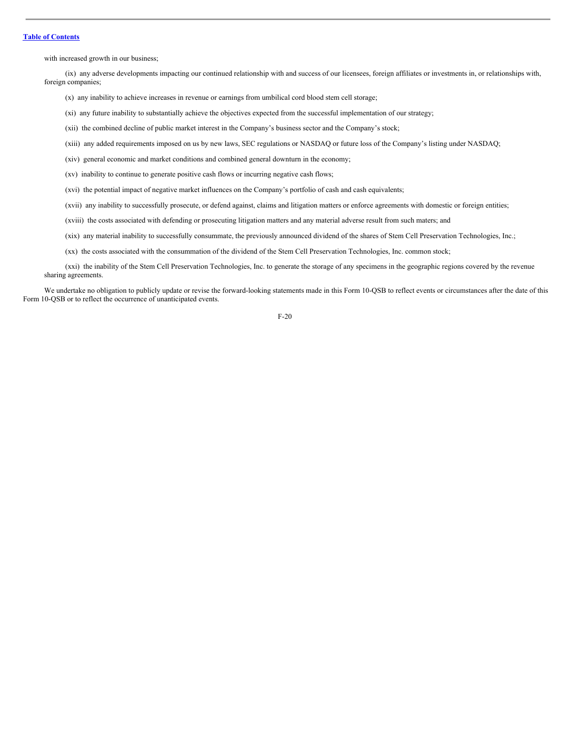with increased growth in our business;

(ix) any adverse developments impacting our continued relationship with and success of our licensees, foreign affiliates or investments in, or relationships with, foreign companies;

(x) any inability to achieve increases in revenue or earnings from umbilical cord blood stem cell storage;

(xi) any future inability to substantially achieve the objectives expected from the successful implementation of our strategy;

(xii) the combined decline of public market interest in the Company's business sector and the Company's stock;

(xiii) any added requirements imposed on us by new laws, SEC regulations or NASDAQ or future loss of the Company's listing under NASDAQ;

(xiv) general economic and market conditions and combined general downturn in the economy;

(xv) inability to continue to generate positive cash flows or incurring negative cash flows;

(xvi) the potential impact of negative market influences on the Company's portfolio of cash and cash equivalents;

(xvii) any inability to successfully prosecute, or defend against, claims and litigation matters or enforce agreements with domestic or foreign entities;

(xviii) the costs associated with defending or prosecuting litigation matters and any material adverse result from such maters; and

(xix) any material inability to successfully consummate, the previously announced dividend of the shares of Stem Cell Preservation Technologies, Inc.;

(xx) the costs associated with the consummation of the dividend of the Stem Cell Preservation Technologies, Inc. common stock;

(xxi) the inability of the Stem Cell Preservation Technologies, Inc. to generate the storage of any specimens in the geographic regions covered by the revenue sharing agreements.

We undertake no obligation to publicly update or revise the forward-looking statements made in this Form 10-QSB to reflect events or circumstances after the date of this Form 10-QSB or to reflect the occurrence of unanticipated events.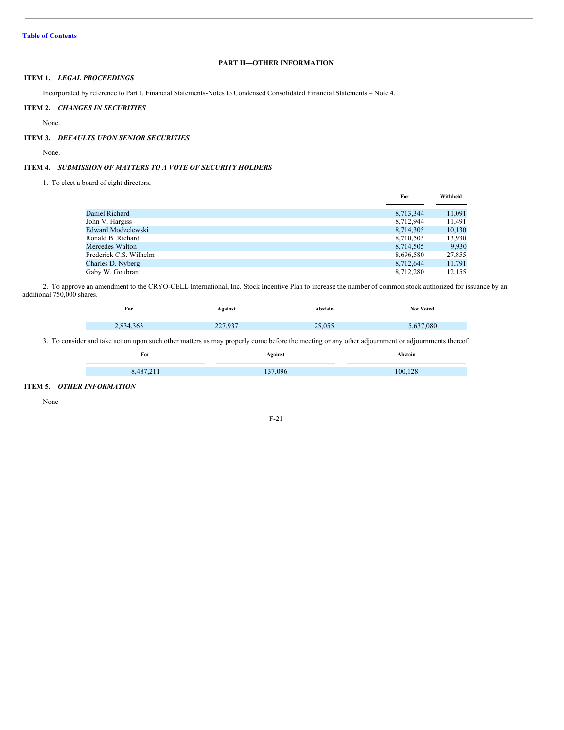## PART II—OTHER INFORMATION

**ITEM 1.** ***LEGAL PROCEEDINGS***

Incorporated by reference to Part I. Financial Statements-Notes to Condensed Consolidated Financial Statements – Note 4.

**ITEM 2.** ***CHANGES IN SECURITIES***

None.

**ITEM 3.** ***DEFAULTS UPON SENIOR SECURITIES***

None.

**ITEM 4.** ***SUBMISSION OF MATTERS TO A VOTE OF SECURITY HOLDERS***

1. To elect a board of eight directors,

| | For | Withheld |
|---|---|---|
| Daniel Richard | 8,713,344 | 11,091 |
| John V. Hargiss | 8,712,944 | 11,491 |
| Edward Modzelewski | 8,714,305 | 10,130 |
| Ronald B. Richard | 8,710,505 | 13,930 |
| Mercedes Walton | 8,714,505 | 9,930 |
| Frederick C.S. Wilhelm | 8,696,580 | 27,855 |
| Charles D. Nyberg | 8,712,644 | 11,791 |
| Gaby W. Goubran | 8,712,280 | 12,155 |

2. To approve an amendment to the CRYO-CELL International, Inc. Stock Incentive Plan to increase the number of common stock authorized for issuance by an additional 750,000 shares.

| For | Against | Abstain | Not Voted |
|---|---|---|---|
| 2,834,363 | 227,937 | 25,055 | 5,637,080 |

3. To consider and take action upon such other matters as may properly come before the meeting or any other adjournment or adjournments thereof.

| For | Against | Abstain |
|---|---|---|
| 8,487,211 | 137,096 | 100,128 |

**ITEM 5.** ***OTHER INFORMATION***

None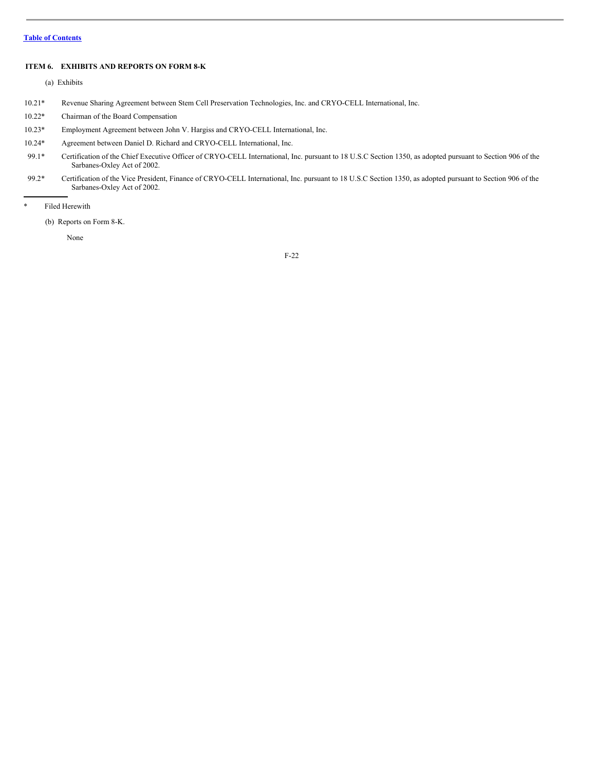[Table of Contents](#)

### ITEM 6. EXHIBITS AND REPORTS ON FORM 8-K

(a) Exhibits

| | |
|---|---|
| 10.21* | Revenue Sharing Agreement between Stem Cell Preservation Technologies, Inc. and CRYO-CELL International, Inc. |
| 10.22* | Chairman of the Board Compensation |
| 10.23* | Employment Agreement between John V. Hargiss and CRYO-CELL International, Inc. |
| 10.24* | Agreement between Daniel D. Richard and CRYO-CELL International, Inc. |
| 99.1* | Certification of the Chief Executive Officer of CRYO-CELL International, Inc. pursuant to 18 U.S.C Section 1350, as adopted pursuant to Section 906 of the Sarbanes-Oxley Act of 2002. |
| 99.2* | Certification of the Vice President, Finance of CRYO-CELL International, Inc. pursuant to 18 U.S.C Section 1350, as adopted pursuant to Section 906 of the Sarbanes-Oxley Act of 2002. |

---

\* Filed Herewith

(b) Reports on Form 8-K.

None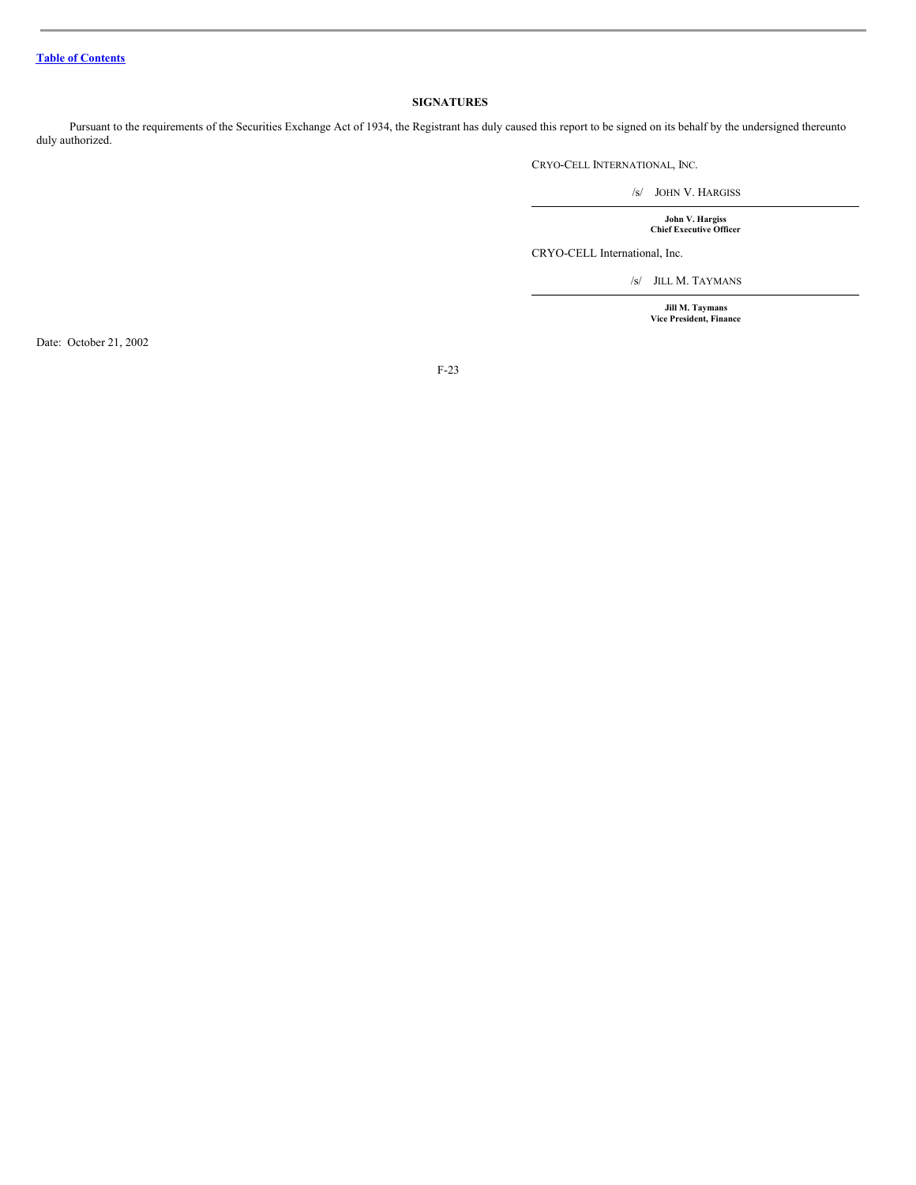[Table of Contents](#)

## SIGNATURES

Pursuant to the requirements of the Securities Exchange Act of 1934, the Registrant has duly caused this report to be signed on its behalf by the undersigned thereunto duly authorized.

CRYO-CELL INTERNATIONAL, INC.

/s/ JOHN V. HARGISS

**John V. Hargiss**
**Chief Executive Officer**

CRYO-CELL International, Inc.

/s/ JILL M. TAYMANS

**Jill M. Taymans**
**Vice President, Finance**

Date: October 21, 2002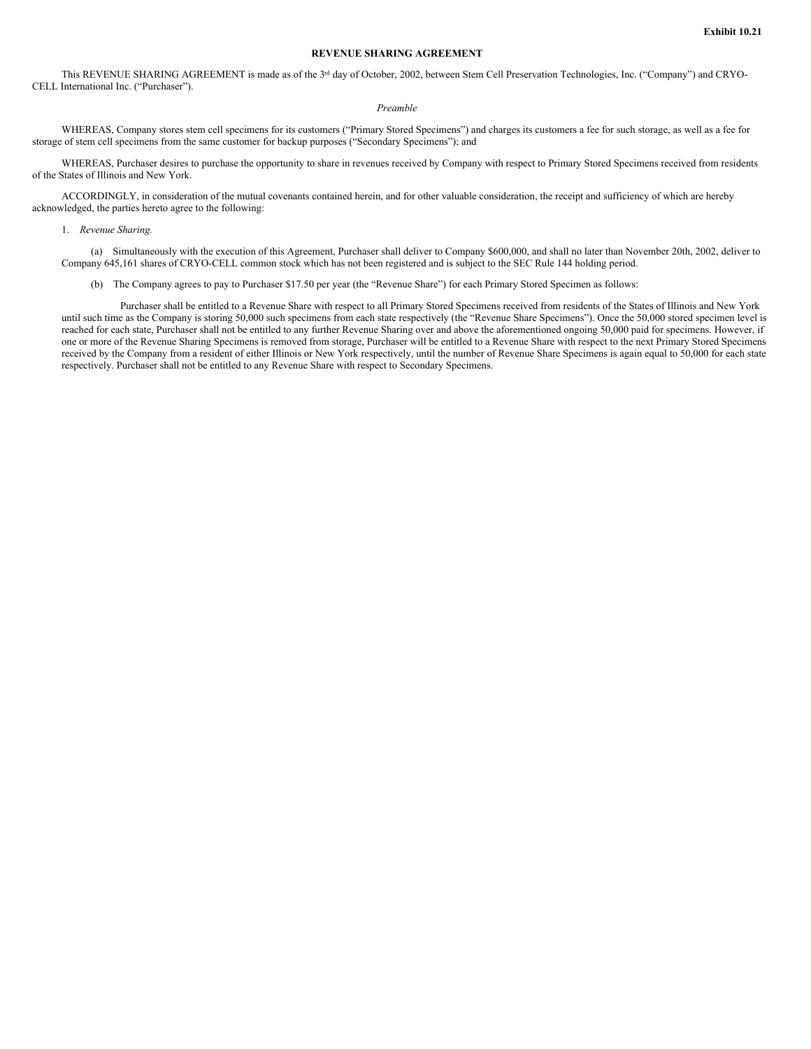**Exhibit 10.21**

**REVENUE SHARING AGREEMENT**

This REVENUE SHARING AGREEMENT is made as of the 3rd day of October, 2002, between Stem Cell Preservation Technologies, Inc. ("Company") and CRYO-CELL International Inc. ("Purchaser").

*Preamble*

WHEREAS, Company stores stem cell specimens for its customers ("Primary Stored Specimens") and charges its customers a fee for such storage, as well as a fee for storage of stem cell specimens from the same customer for backup purposes ("Secondary Specimens"); and

WHEREAS, Purchaser desires to purchase the opportunity to share in revenues received by Company with respect to Primary Stored Specimens received from residents of the States of Illinois and New York.

ACCORDINGLY, in consideration of the mutual covenants contained herein, and for other valuable consideration, the receipt and sufficiency of which are hereby acknowledged, the parties hereto agree to the following:

1. *Revenue Sharing.*

(a) Simultaneously with the execution of this Agreement, Purchaser shall deliver to Company $600,000, and shall no later than November 20th, 2002, deliver to Company 645,161 shares of CRYO-CELL common stock which has not been registered and is subject to the SEC Rule 144 holding period.

(b) The Company agrees to pay to Purchaser $17.50 per year (the "Revenue Share") for each Primary Stored Specimen as follows:

Purchaser shall be entitled to a Revenue Share with respect to all Primary Stored Specimens received from residents of the States of Illinois and New York until such time as the Company is storing 50,000 such specimens from each state respectively (the "Revenue Share Specimens"). Once the 50,000 stored specimen level is reached for each state, Purchaser shall not be entitled to any further Revenue Sharing over and above the aforementioned ongoing 50,000 paid for specimens. However, if one or more of the Revenue Sharing Specimens is removed from storage, Purchaser will be entitled to a Revenue Share with respect to the next Primary Stored Specimens received by the Company from a resident of either Illinois or New York respectively, until the number of Revenue Share Specimens is again equal to 50,000 for each state respectively. Purchaser shall not be entitled to any Revenue Share with respect to Secondary Specimens.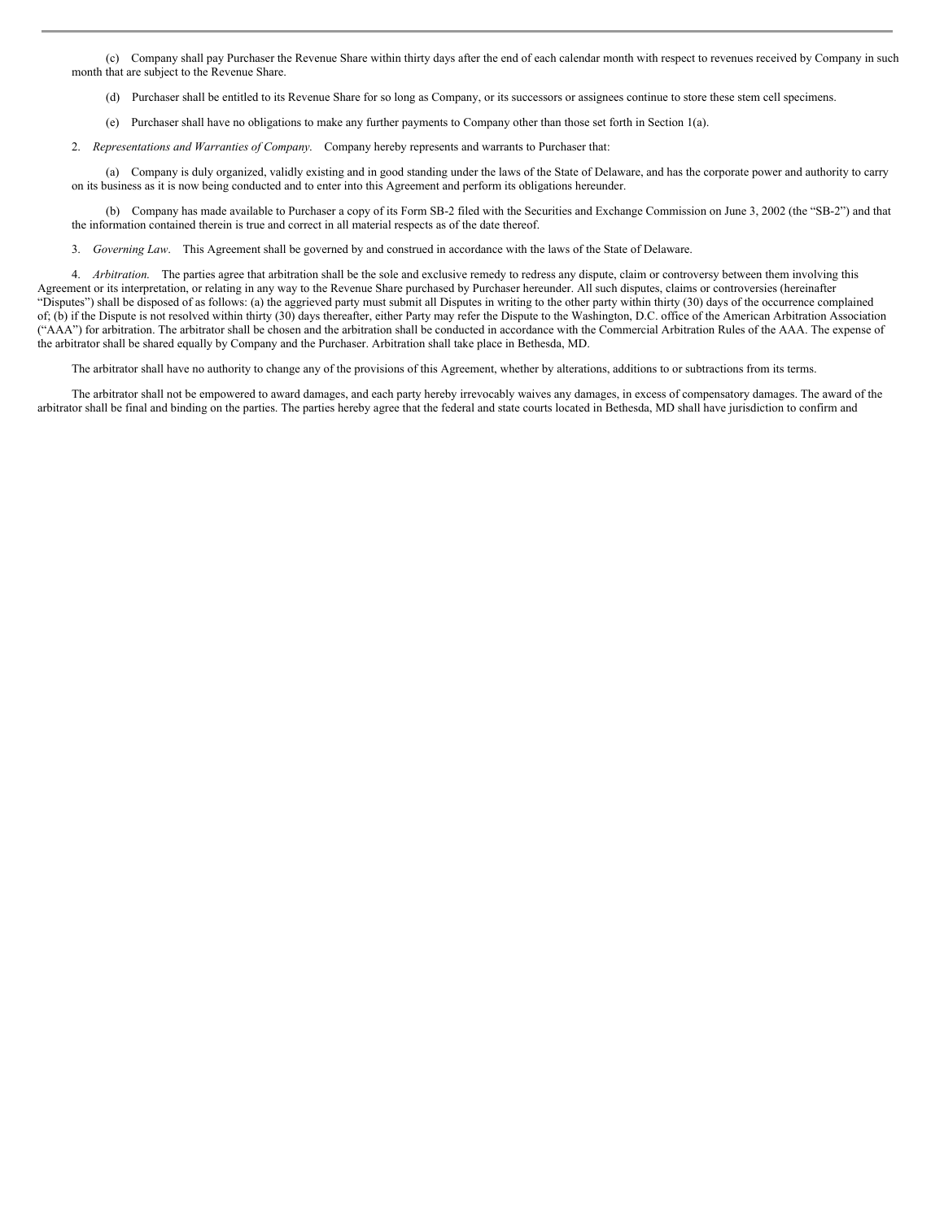(c) Company shall pay Purchaser the Revenue Share within thirty days after the end of each calendar month with respect to revenues received by Company in such month that are subject to the Revenue Share.

(d) Purchaser shall be entitled to its Revenue Share for so long as Company, or its successors or assignees continue to store these stem cell specimens.

(e) Purchaser shall have no obligations to make any further payments to Company other than those set forth in Section 1(a).

2. *Representations and Warranties of Company.* Company hereby represents and warrants to Purchaser that:

(a) Company is duly organized, validly existing and in good standing under the laws of the State of Delaware, and has the corporate power and authority to carry on its business as it is now being conducted and to enter into this Agreement and perform its obligations hereunder.

(b) Company has made available to Purchaser a copy of its Form SB-2 filed with the Securities and Exchange Commission on June 3, 2002 (the "SB-2") and that the information contained therein is true and correct in all material respects as of the date thereof.

3. *Governing Law*. This Agreement shall be governed by and construed in accordance with the laws of the State of Delaware.

4. *Arbitration.* The parties agree that arbitration shall be the sole and exclusive remedy to redress any dispute, claim or controversy between them involving this Agreement or its interpretation, or relating in any way to the Revenue Share purchased by Purchaser hereunder. All such disputes, claims or controversies (hereinafter "Disputes") shall be disposed of as follows: (a) the aggrieved party must submit all Disputes in writing to the other party within thirty (30) days of the occurrence complained of; (b) if the Dispute is not resolved within thirty (30) days thereafter, either Party may refer the Dispute to the Washington, D.C. office of the American Arbitration Association ("AAA") for arbitration. The arbitrator shall be chosen and the arbitration shall be conducted in accordance with the Commercial Arbitration Rules of the AAA. The expense of the arbitrator shall be shared equally by Company and the Purchaser. Arbitration shall take place in Bethesda, MD.

The arbitrator shall have no authority to change any of the provisions of this Agreement, whether by alterations, additions to or subtractions from its terms.

The arbitrator shall not be empowered to award damages, and each party hereby irrevocably waives any damages, in excess of compensatory damages. The award of the arbitrator shall be final and binding on the parties. The parties hereby agree that the federal and state courts located in Bethesda, MD shall have jurisdiction to confirm and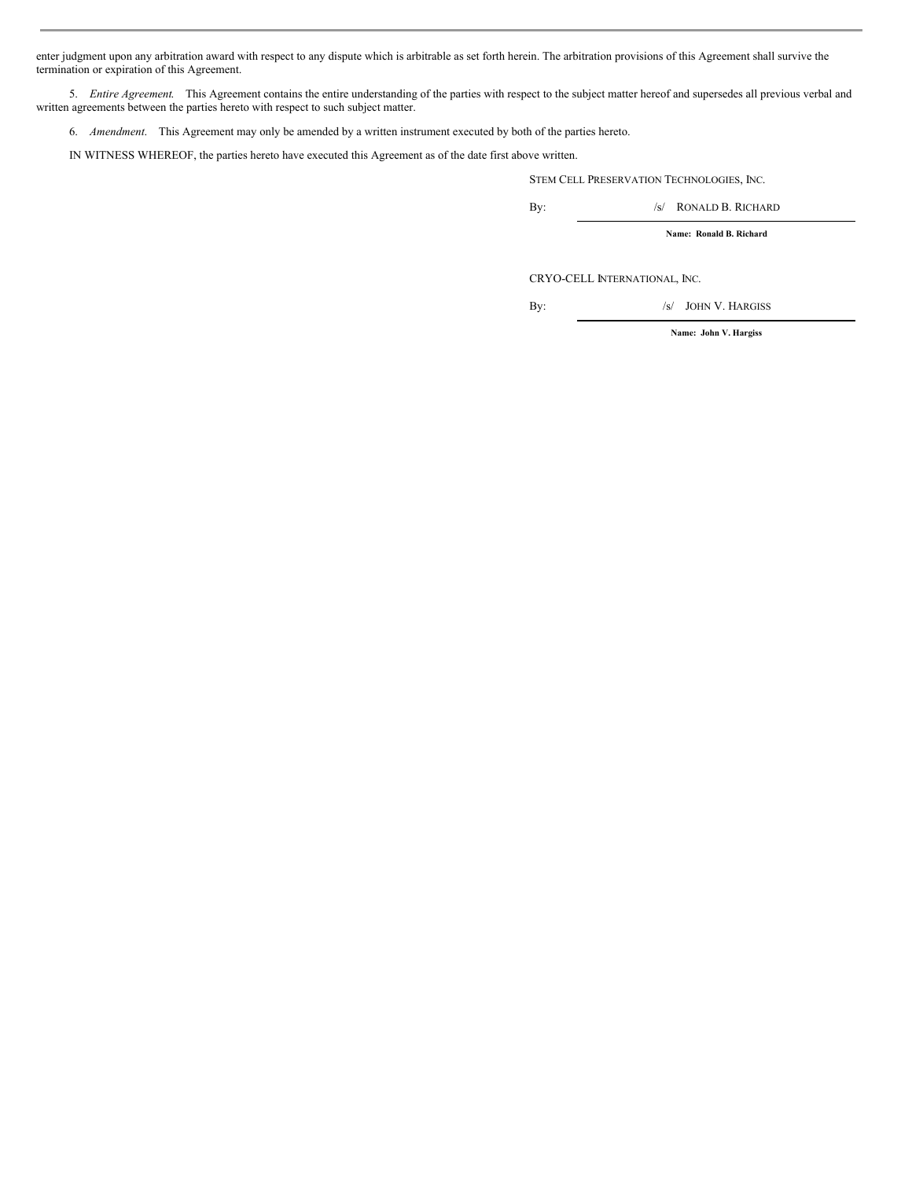enter judgment upon any arbitration award with respect to any dispute which is arbitrable as set forth herein. The arbitration provisions of this Agreement shall survive the termination or expiration of this Agreement.

5. *Entire Agreement.* This Agreement contains the entire understanding of the parties with respect to the subject matter hereof and supersedes all previous verbal and written agreements between the parties hereto with respect to such subject matter.

6. *Amendment.* This Agreement may only be amended by a written instrument executed by both of the parties hereto.

IN WITNESS WHEREOF, the parties hereto have executed this Agreement as of the date first above written.

STEM CELL PRESERVATION TECHNOLOGIES, INC.

By: /s/ RONALD B. RICHARD

**Name: Ronald B. Richard**

CRYO-CELL INTERNATIONAL, INC.

By: /s/ JOHN V. HARGISS

**Name: John V. Hargiss**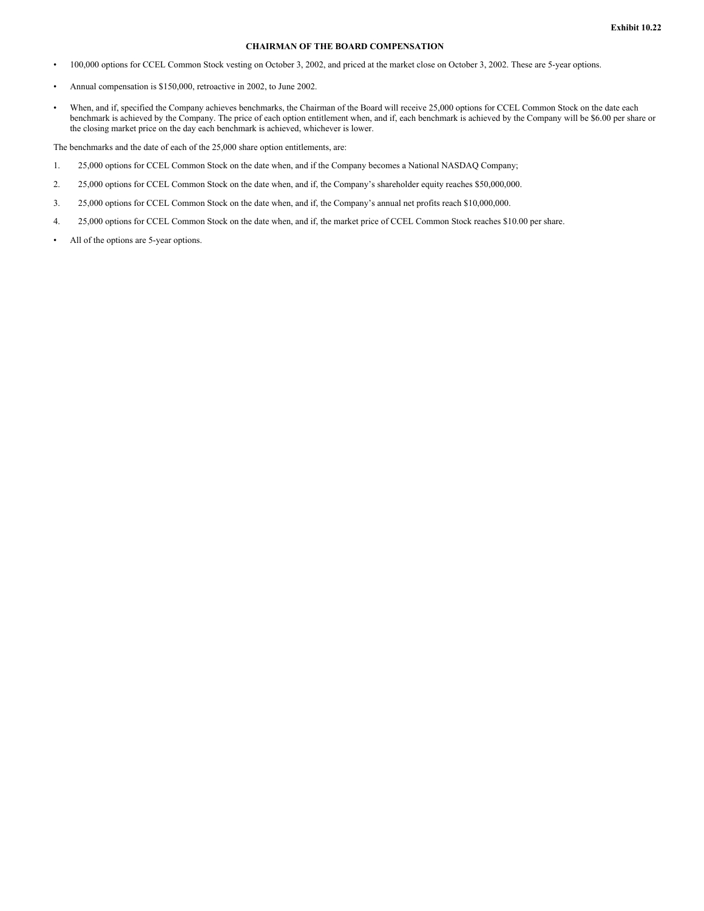**Exhibit 10.22**

**CHAIRMAN OF THE BOARD COMPENSATION**

- 100,000 options for CCEL Common Stock vesting on October 3, 2002, and priced at the market close on October 3, 2002. These are 5-year options.
- Annual compensation is $150,000, retroactive in 2002, to June 2002.
- When, and if, specified the Company achieves benchmarks, the Chairman of the Board will receive 25,000 options for CCEL Common Stock on the date each benchmark is achieved by the Company. The price of each option entitlement when, and if, each benchmark is achieved by the Company will be $6.00 per share or the closing market price on the day each benchmark is achieved, whichever is lower.

The benchmarks and the date of each of the 25,000 share option entitlements, are:

1. 25,000 options for CCEL Common Stock on the date when, and if the Company becomes a National NASDAQ Company;
2. 25,000 options for CCEL Common Stock on the date when, and if, the Company's shareholder equity reaches $50,000,000.
3. 25,000 options for CCEL Common Stock on the date when, and if, the Company's annual net profits reach $10,000,000.
4. 25,000 options for CCEL Common Stock on the date when, and if, the market price of CCEL Common Stock reaches $10.00 per share.

- All of the options are 5-year options.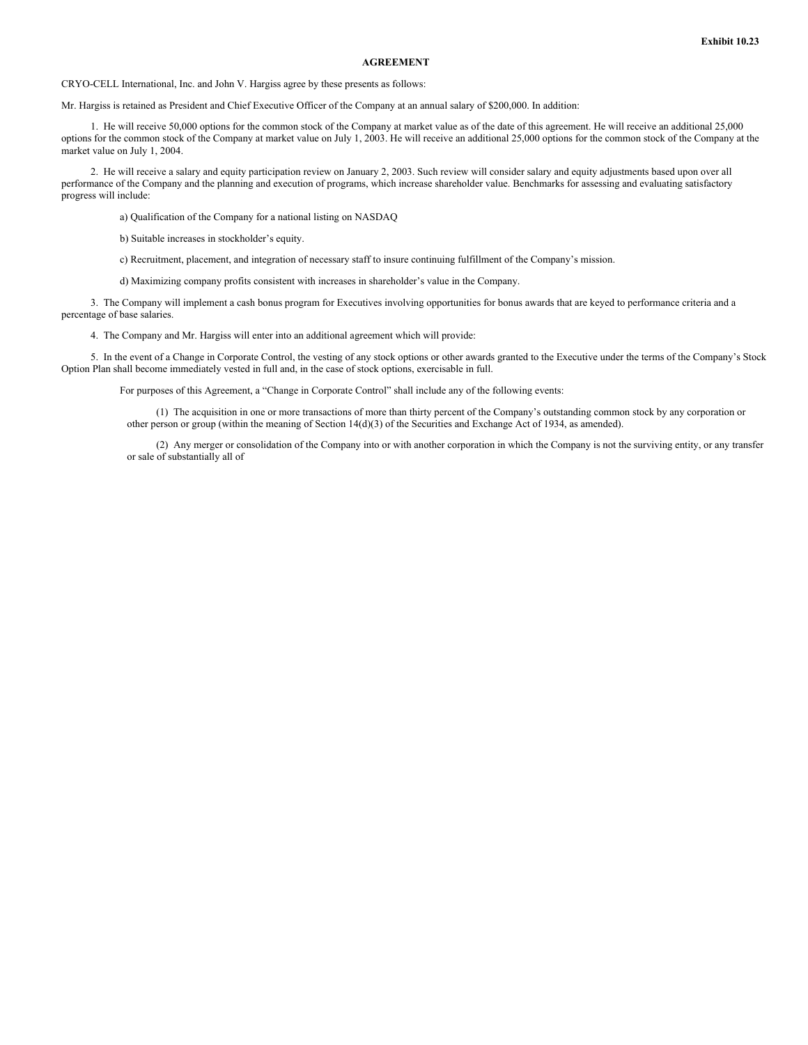**Exhibit 10.23**

**AGREEMENT**

CRYO-CELL International, Inc. and John V. Hargiss agree by these presents as follows:

Mr. Hargiss is retained as President and Chief Executive Officer of the Company at an annual salary of $200,000. In addition:

1. He will receive 50,000 options for the common stock of the Company at market value as of the date of this agreement. He will receive an additional 25,000 options for the common stock of the Company at market value on July 1, 2003. He will receive an additional 25,000 options for the common stock of the Company at the market value on July 1, 2004.

2. He will receive a salary and equity participation review on January 2, 2003. Such review will consider salary and equity adjustments based upon over all performance of the Company and the planning and execution of programs, which increase shareholder value. Benchmarks for assessing and evaluating satisfactory progress will include:

   a) Qualification of the Company for a national listing on NASDAQ

   b) Suitable increases in stockholder's equity.

   c) Recruitment, placement, and integration of necessary staff to insure continuing fulfillment of the Company's mission.

   d) Maximizing company profits consistent with increases in shareholder's value in the Company.

3. The Company will implement a cash bonus program for Executives involving opportunities for bonus awards that are keyed to performance criteria and a percentage of base salaries.

4. The Company and Mr. Hargiss will enter into an additional agreement which will provide:

5. In the event of a Change in Corporate Control, the vesting of any stock options or other awards granted to the Executive under the terms of the Company's Stock Option Plan shall become immediately vested in full and, in the case of stock options, exercisable in full.

For purposes of this Agreement, a "Change in Corporate Control" shall include any of the following events:

(1) The acquisition in one or more transactions of more than thirty percent of the Company's outstanding common stock by any corporation or other person or group (within the meaning of Section 14(d)(3) of the Securities and Exchange Act of 1934, as amended).

(2) Any merger or consolidation of the Company into or with another corporation in which the Company is not the surviving entity, or any transfer or sale of substantially all of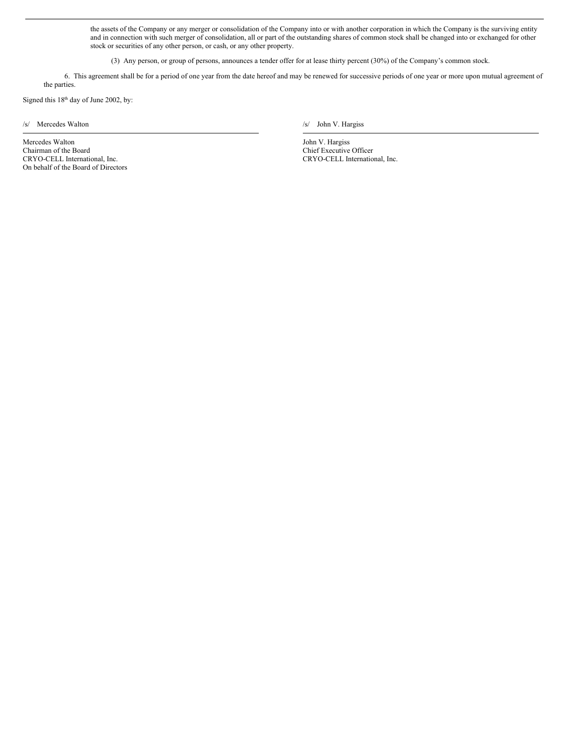the assets of the Company or any merger or consolidation of the Company into or with another corporation in which the Company is the surviving entity and in connection with such merger of consolidation, all or part of the outstanding shares of common stock shall be changed into or exchanged for other stock or securities of any other person, or cash, or any other property.

(3) Any person, or group of persons, announces a tender offer for at lease thirty percent (30%) of the Company's common stock.

6. This agreement shall be for a period of one year from the date hereof and may be renewed for successive periods of one year or more upon mutual agreement of the parties.

Signed this 18th day of June 2002, by:

/s/ Mercedes Walton

Mercedes Walton
Chairman of the Board
CRYO-CELL International, Inc.
On behalf of the Board of Directors

/s/ John V. Hargiss

John V. Hargiss
Chief Executive Officer
CRYO-CELL International, Inc.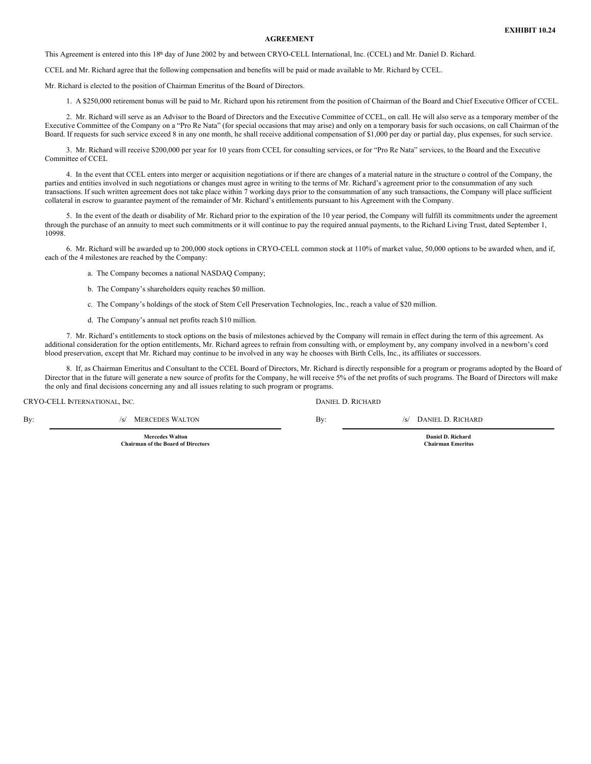**EXHIBIT 10.24**

**AGREEMENT**

This Agreement is entered into this 18th day of June 2002 by and between CRYO-CELL International, Inc. (CCEL) and Mr. Daniel D. Richard.

CCEL and Mr. Richard agree that the following compensation and benefits will be paid or made available to Mr. Richard by CCEL.

Mr. Richard is elected to the position of Chairman Emeritus of the Board of Directors.

1. A $250,000 retirement bonus will be paid to Mr. Richard upon his retirement from the position of Chairman of the Board and Chief Executive Officer of CCEL.

2. Mr. Richard will serve as an Advisor to the Board of Directors and the Executive Committee of CCEL, on call. He will also serve as a temporary member of the Executive Committee of the Company on a "Pro Re Nata" (for special occasions that may arise) and only on a temporary basis for such occasions, on call Chairman of the Board. If requests for such service exceed 8 in any one month, he shall receive additional compensation of $1,000 per day or partial day, plus expenses, for such service.

3. Mr. Richard will receive $200,000 per year for 10 years from CCEL for consulting services, or for "Pro Re Nata" services, to the Board and the Executive Committee of CCEL

4. In the event that CCEL enters into merger or acquisition negotiations or if there are changes of a material nature in the structure o control of the Company, the parties and entities involved in such negotiations or changes must agree in writing to the terms of Mr. Richard's agreement prior to the consummation of any such transactions. If such written agreement does not take place within 7 working days prior to the consummation of any such transactions, the Company will place sufficient collateral in escrow to guarantee payment of the remainder of Mr. Richard's entitlements pursuant to his Agreement with the Company.

5. In the event of the death or disability of Mr. Richard prior to the expiration of the 10 year period, the Company will fulfill its commitments under the agreement through the purchase of an annuity to meet such commitments or it will continue to pay the required annual payments, to the Richard Living Trust, dated September 1, 10998.

6. Mr. Richard will be awarded up to 200,000 stock options in CRYO-CELL common stock at 110% of market value, 50,000 options to be awarded when, and if, each of the 4 milestones are reached by the Company:

a. The Company becomes a national NASDAQ Company;

b. The Company's shareholders equity reaches $0 million.

c. The Company's holdings of the stock of Stem Cell Preservation Technologies, Inc., reach a value of $20 million.

d. The Company's annual net profits reach $10 million.

7. Mr. Richard's entitlements to stock options on the basis of milestones achieved by the Company will remain in effect during the term of this agreement. As additional consideration for the option entitlements, Mr. Richard agrees to refrain from consulting with, or employment by, any company involved in a newborn's cord blood preservation, except that Mr. Richard may continue to be involved in any way he chooses with Birth Cells, Inc., its affiliates or successors.

8. If, as Chairman Emeritus and Consultant to the CCEL Board of Directors, Mr. Richard is directly responsible for a program or programs adopted by the Board of Director that in the future will generate a new source of profits for the Company, he will receive 5% of the net profits of such programs. The Board of Directors will make the only and final decisions concerning any and all issues relating to such program or programs.

| CRYO-CELL INTERNATIONAL, INC. | DANIEL D. RICHARD |
|---|---|
| By: /s/ MERCEDES WALTON | By: /s/ DANIEL D. RICHARD |
| **Mercedes Walton** **Chairman of the Board of Directors** | **Daniel D. Richard** **Chairman Emeritus** |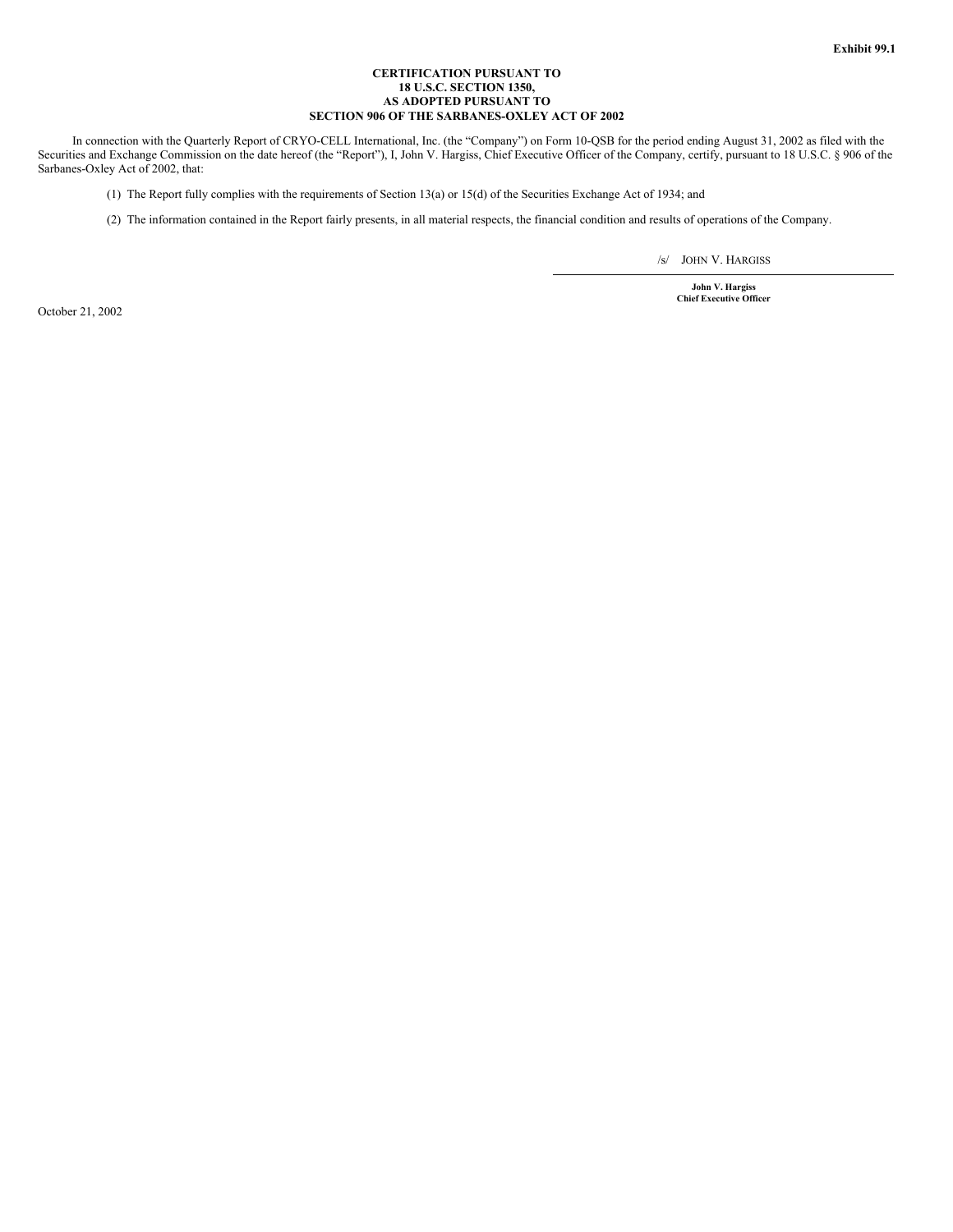**Exhibit 99.1**

**CERTIFICATION PURSUANT TO
18 U.S.C. SECTION 1350,
AS ADOPTED PURSUANT TO
SECTION 906 OF THE SARBANES-OXLEY ACT OF 2002**

In connection with the Quarterly Report of CRYO-CELL International, Inc. (the "Company") on Form 10-QSB for the period ending August 31, 2002 as filed with the Securities and Exchange Commission on the date hereof (the "Report"), I, John V. Hargiss, Chief Executive Officer of the Company, certify, pursuant to 18 U.S.C. § 906 of the Sarbanes-Oxley Act of 2002, that:

(1) The Report fully complies with the requirements of Section 13(a) or 15(d) of the Securities Exchange Act of 1934; and

(2) The information contained in the Report fairly presents, in all material respects, the financial condition and results of operations of the Company.

/s/ JOHN V. HARGISS

**John V. Hargiss**
**Chief Executive Officer**

October 21, 2002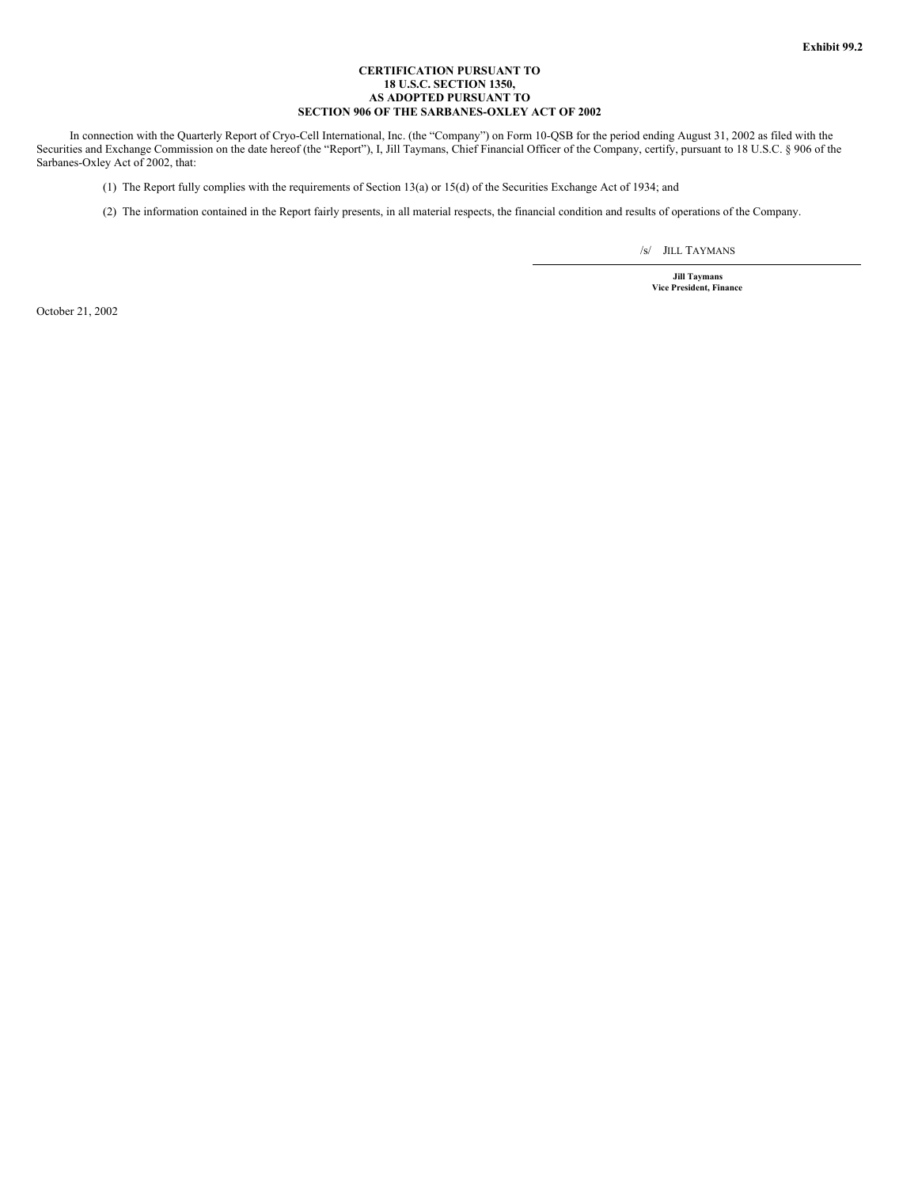**Exhibit 99.2**

**CERTIFICATION PURSUANT TO**
**18 U.S.C. SECTION 1350,**
**AS ADOPTED PURSUANT TO**
**SECTION 906 OF THE SARBANES-OXLEY ACT OF 2002**

In connection with the Quarterly Report of Cryo-Cell International, Inc. (the "Company") on Form 10-QSB for the period ending August 31, 2002 as filed with the Securities and Exchange Commission on the date hereof (the "Report"), I, Jill Taymans, Chief Financial Officer of the Company, certify, pursuant to 18 U.S.C. § 906 of the Sarbanes-Oxley Act of 2002, that:

(1) The Report fully complies with the requirements of Section 13(a) or 15(d) of the Securities Exchange Act of 1934; and

(2) The information contained in the Report fairly presents, in all material respects, the financial condition and results of operations of the Company.

/s/ JILL TAYMANS

**Jill Taymans**
**Vice President, Finance**

October 21, 2002